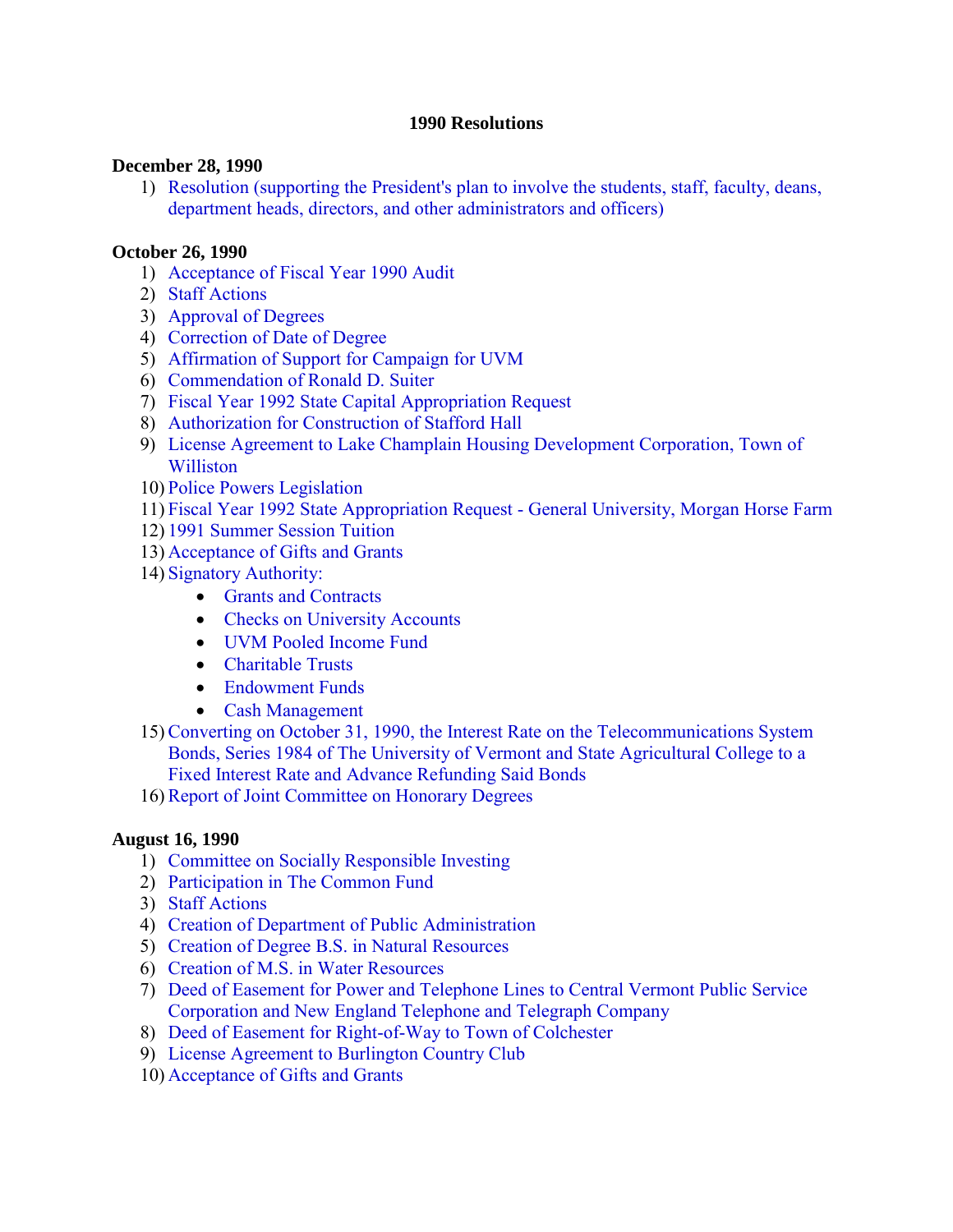# 1990 Resolutions

**December 28, 1990**

1) Resolution (supporting the President's plan to involve the students, staff, faculty, deans, department heads, directors, and other administrators and officers)

**October 26, 1990**

1) Acceptance of Fiscal Year 1990 Audit
2) Staff Actions
3) Approval of Degrees
4) Correction of Date of Degree
5) Affirmation of Support for Campaign for UVM
6) Commendation of Ronald D. Suiter
7) Fiscal Year 1992 State Capital Appropriation Request
8) Authorization for Construction of Stafford Hall
9) License Agreement to Lake Champlain Housing Development Corporation, Town of Williston
10) Police Powers Legislation
11) Fiscal Year 1992 State Appropriation Request - General University, Morgan Horse Farm
12) 1991 Summer Session Tuition
13) Acceptance of Gifts and Grants
14) Signatory Authority:
    - Grants and Contracts
    - Checks on University Accounts
    - UVM Pooled Income Fund
    - Charitable Trusts
    - Endowment Funds
    - Cash Management
15) Converting on October 31, 1990, the Interest Rate on the Telecommunications System Bonds, Series 1984 of The University of Vermont and State Agricultural College to a Fixed Interest Rate and Advance Refunding Said Bonds
16) Report of Joint Committee on Honorary Degrees

**August 16, 1990**

1) Committee on Socially Responsible Investing
2) Participation in The Common Fund
3) Staff Actions
4) Creation of Department of Public Administration
5) Creation of Degree B.S. in Natural Resources
6) Creation of M.S. in Water Resources
7) Deed of Easement for Power and Telephone Lines to Central Vermont Public Service Corporation and New England Telephone and Telegraph Company
8) Deed of Easement for Right-of-Way to Town of Colchester
9) License Agreement to Burlington Country Club
10) Acceptance of Gifts and Grants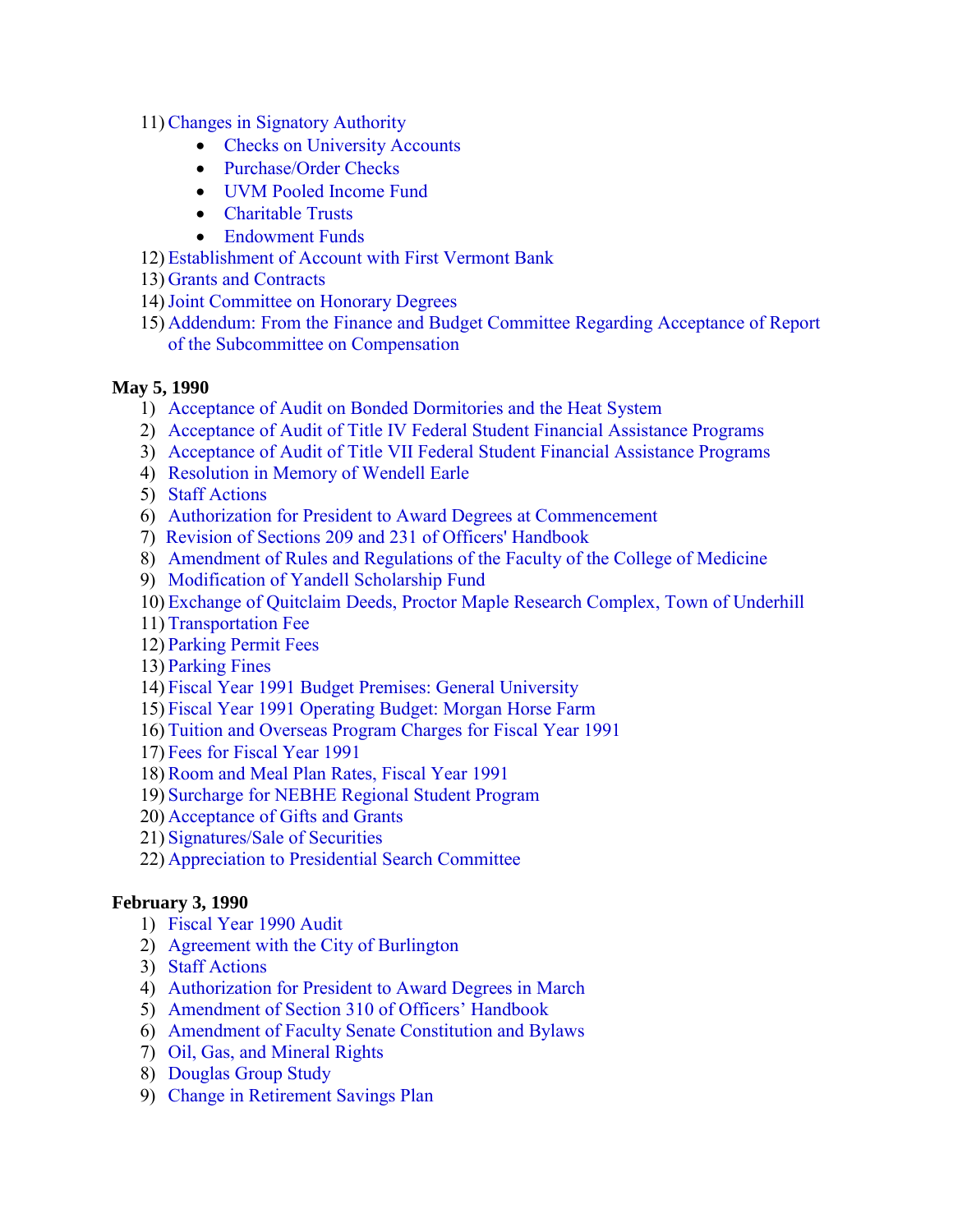11) Changes in Signatory Authority
    - Checks on University Accounts
    - Purchase/Order Checks
    - UVM Pooled Income Fund
    - Charitable Trusts
    - Endowment Funds
12) Establishment of Account with First Vermont Bank
13) Grants and Contracts
14) Joint Committee on Honorary Degrees
15) Addendum: From the Finance and Budget Committee Regarding Acceptance of Report of the Subcommittee on Compensation

**May 5, 1990**

1) Acceptance of Audit on Bonded Dormitories and the Heat System
2) Acceptance of Audit of Title IV Federal Student Financial Assistance Programs
3) Acceptance of Audit of Title VII Federal Student Financial Assistance Programs
4) Resolution in Memory of Wendell Earle
5) Staff Actions
6) Authorization for President to Award Degrees at Commencement
7) Revision of Sections 209 and 231 of Officers' Handbook
8) Amendment of Rules and Regulations of the Faculty of the College of Medicine
9) Modification of Yandell Scholarship Fund
10) Exchange of Quitclaim Deeds, Proctor Maple Research Complex, Town of Underhill
11) Transportation Fee
12) Parking Permit Fees
13) Parking Fines
14) Fiscal Year 1991 Budget Premises: General University
15) Fiscal Year 1991 Operating Budget: Morgan Horse Farm
16) Tuition and Overseas Program Charges for Fiscal Year 1991
17) Fees for Fiscal Year 1991
18) Room and Meal Plan Rates, Fiscal Year 1991
19) Surcharge for NEBHE Regional Student Program
20) Acceptance of Gifts and Grants
21) Signatures/Sale of Securities
22) Appreciation to Presidential Search Committee

**February 3, 1990**

1) Fiscal Year 1990 Audit
2) Agreement with the City of Burlington
3) Staff Actions
4) Authorization for President to Award Degrees in March
5) Amendment of Section 310 of Officers' Handbook
6) Amendment of Faculty Senate Constitution and Bylaws
7) Oil, Gas, and Mineral Rights
8) Douglas Group Study
9) Change in Retirement Savings Plan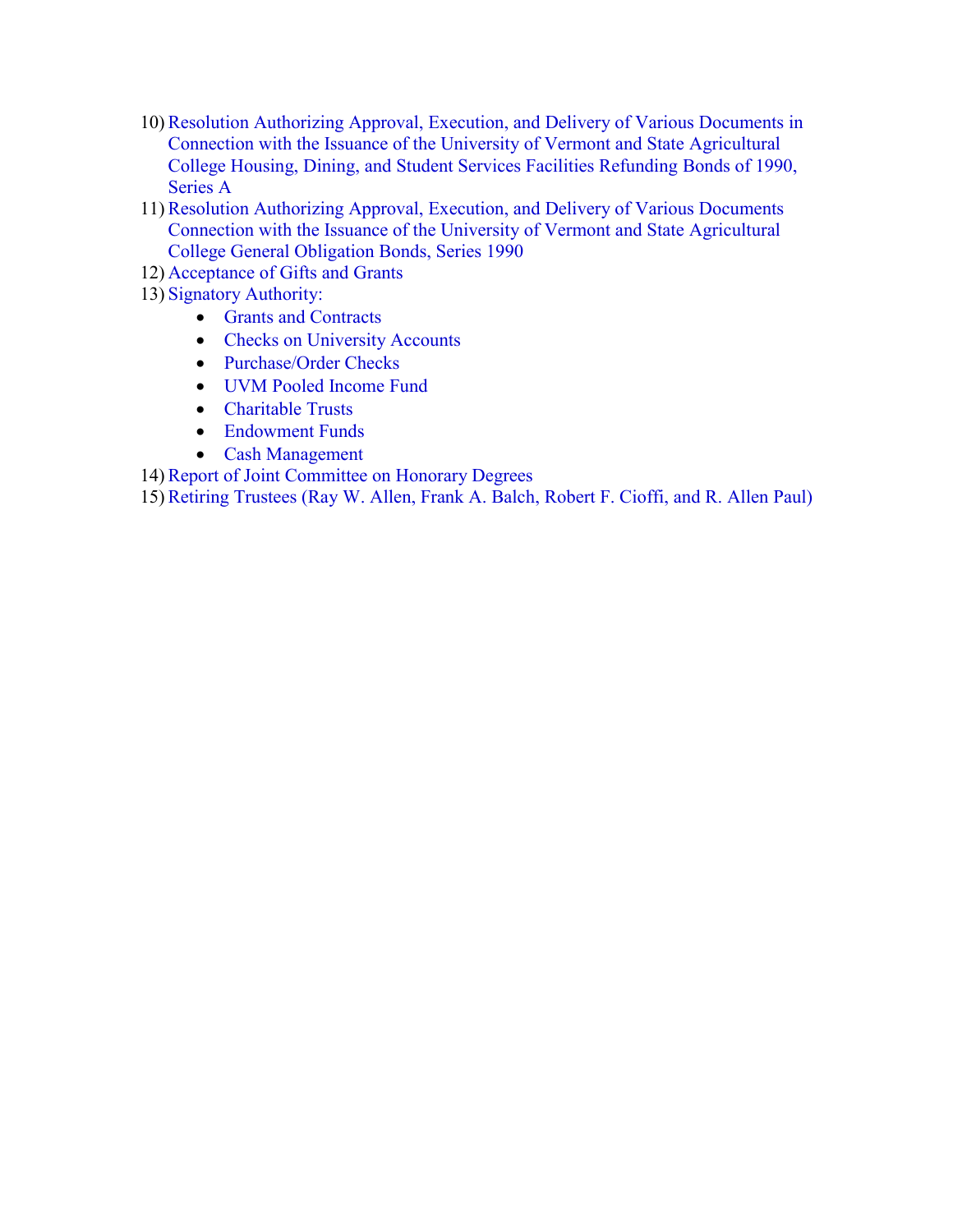10) Resolution Authorizing Approval, Execution, and Delivery of Various Documents in Connection with the Issuance of the University of Vermont and State Agricultural College Housing, Dining, and Student Services Facilities Refunding Bonds of 1990, Series A
11) Resolution Authorizing Approval, Execution, and Delivery of Various Documents Connection with the Issuance of the University of Vermont and State Agricultural College General Obligation Bonds, Series 1990
12) Acceptance of Gifts and Grants
13) Signatory Authority:
    - Grants and Contracts
    - Checks on University Accounts
    - Purchase/Order Checks
    - UVM Pooled Income Fund
    - Charitable Trusts
    - Endowment Funds
    - Cash Management
14) Report of Joint Committee on Honorary Degrees
15) Retiring Trustees (Ray W. Allen, Frank A. Balch, Robert F. Cioffi, and R. Allen Paul)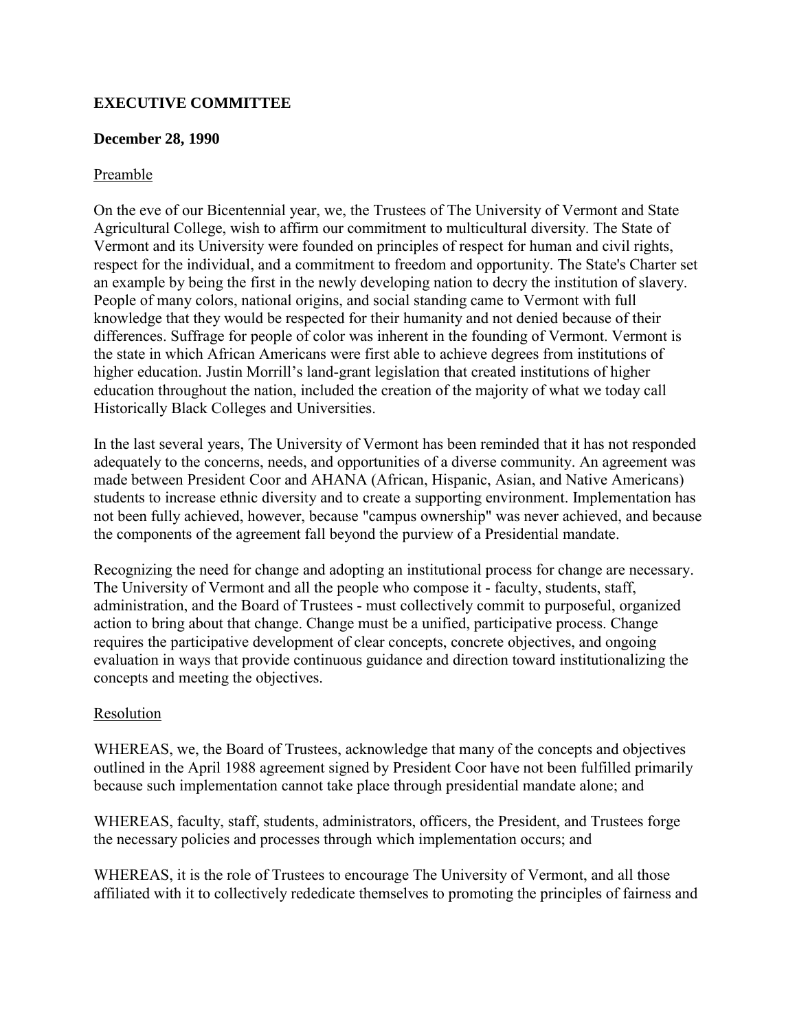## EXECUTIVE COMMITTEE

**December 28, 1990**

Preamble

On the eve of our Bicentennial year, we, the Trustees of The University of Vermont and State Agricultural College, wish to affirm our commitment to multicultural diversity. The State of Vermont and its University were founded on principles of respect for human and civil rights, respect for the individual, and a commitment to freedom and opportunity. The State's Charter set an example by being the first in the newly developing nation to decry the institution of slavery. People of many colors, national origins, and social standing came to Vermont with full knowledge that they would be respected for their humanity and not denied because of their differences. Suffrage for people of color was inherent in the founding of Vermont. Vermont is the state in which African Americans were first able to achieve degrees from institutions of higher education. Justin Morrill's land-grant legislation that created institutions of higher education throughout the nation, included the creation of the majority of what we today call Historically Black Colleges and Universities.

In the last several years, The University of Vermont has been reminded that it has not responded adequately to the concerns, needs, and opportunities of a diverse community. An agreement was made between President Coor and AHANA (African, Hispanic, Asian, and Native Americans) students to increase ethnic diversity and to create a supporting environment. Implementation has not been fully achieved, however, because "campus ownership" was never achieved, and because the components of the agreement fall beyond the purview of a Presidential mandate.

Recognizing the need for change and adopting an institutional process for change are necessary. The University of Vermont and all the people who compose it - faculty, students, staff, administration, and the Board of Trustees - must collectively commit to purposeful, organized action to bring about that change. Change must be a unified, participative process. Change requires the participative development of clear concepts, concrete objectives, and ongoing evaluation in ways that provide continuous guidance and direction toward institutionalizing the concepts and meeting the objectives.

Resolution

WHEREAS, we, the Board of Trustees, acknowledge that many of the concepts and objectives outlined in the April 1988 agreement signed by President Coor have not been fulfilled primarily because such implementation cannot take place through presidential mandate alone; and

WHEREAS, faculty, staff, students, administrators, officers, the President, and Trustees forge the necessary policies and processes through which implementation occurs; and

WHEREAS, it is the role of Trustees to encourage The University of Vermont, and all those affiliated with it to collectively rededicate themselves to promoting the principles of fairness and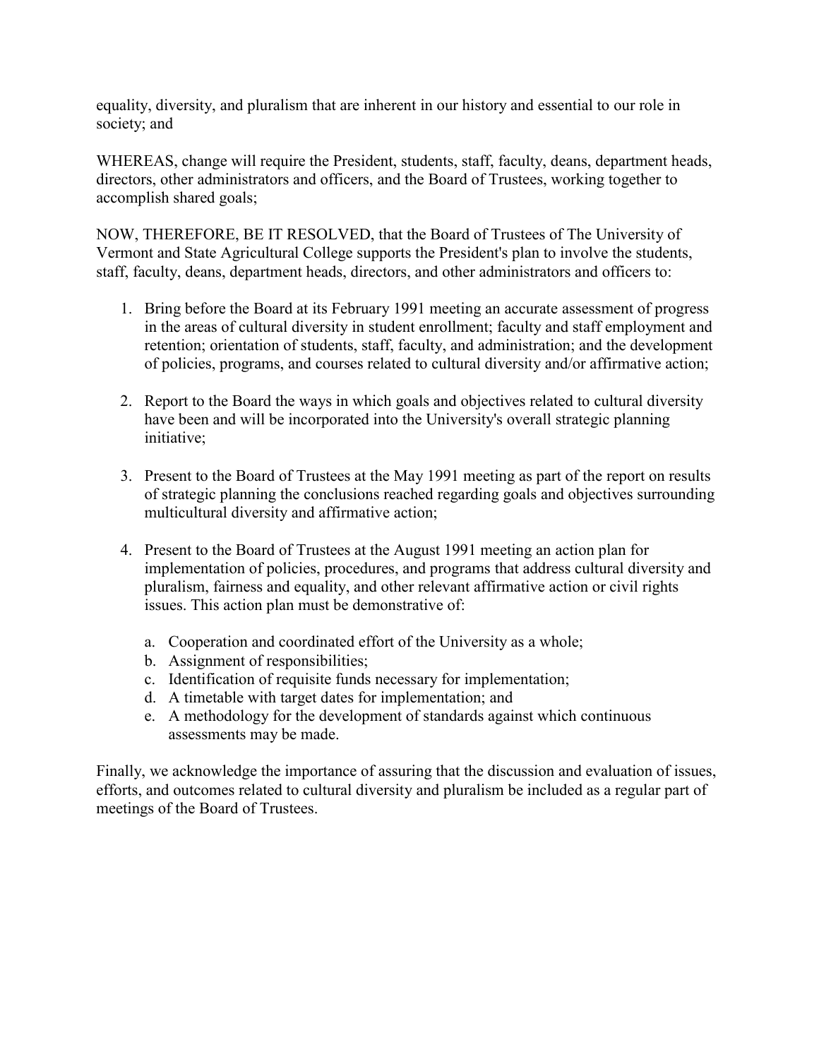equality, diversity, and pluralism that are inherent in our history and essential to our role in society; and

WHEREAS, change will require the President, students, staff, faculty, deans, department heads, directors, other administrators and officers, and the Board of Trustees, working together to accomplish shared goals;

NOW, THEREFORE, BE IT RESOLVED, that the Board of Trustees of The University of Vermont and State Agricultural College supports the President's plan to involve the students, staff, faculty, deans, department heads, directors, and other administrators and officers to:

1. Bring before the Board at its February 1991 meeting an accurate assessment of progress in the areas of cultural diversity in student enrollment; faculty and staff employment and retention; orientation of students, staff, faculty, and administration; and the development of policies, programs, and courses related to cultural diversity and/or affirmative action;

2. Report to the Board the ways in which goals and objectives related to cultural diversity have been and will be incorporated into the University's overall strategic planning initiative;

3. Present to the Board of Trustees at the May 1991 meeting as part of the report on results of strategic planning the conclusions reached regarding goals and objectives surrounding multicultural diversity and affirmative action;

4. Present to the Board of Trustees at the August 1991 meeting an action plan for implementation of policies, procedures, and programs that address cultural diversity and pluralism, fairness and equality, and other relevant affirmative action or civil rights issues. This action plan must be demonstrative of:

    a. Cooperation and coordinated effort of the University as a whole;
    b. Assignment of responsibilities;
    c. Identification of requisite funds necessary for implementation;
    d. A timetable with target dates for implementation; and
    e. A methodology for the development of standards against which continuous assessments may be made.

Finally, we acknowledge the importance of assuring that the discussion and evaluation of issues, efforts, and outcomes related to cultural diversity and pluralism be included as a regular part of meetings of the Board of Trustees.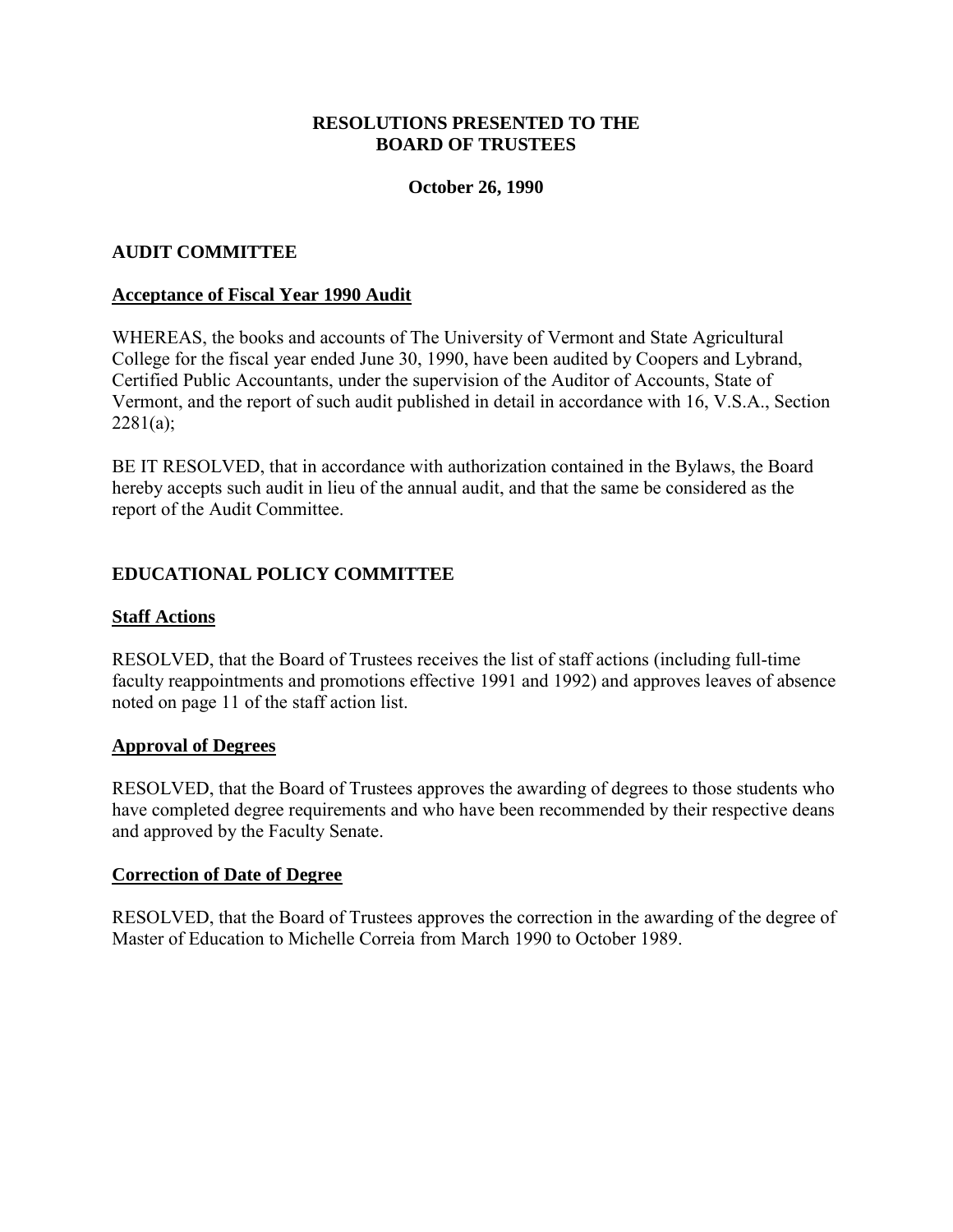# RESOLUTIONS PRESENTED TO THE BOARD OF TRUSTEES

**October 26, 1990**

## AUDIT COMMITTEE

### Acceptance of Fiscal Year 1990 Audit

WHEREAS, the books and accounts of The University of Vermont and State Agricultural College for the fiscal year ended June 30, 1990, have been audited by Coopers and Lybrand, Certified Public Accountants, under the supervision of the Auditor of Accounts, State of Vermont, and the report of such audit published in detail in accordance with 16, V.S.A., Section 2281(a);

BE IT RESOLVED, that in accordance with authorization contained in the Bylaws, the Board hereby accepts such audit in lieu of the annual audit, and that the same be considered as the report of the Audit Committee.

## EDUCATIONAL POLICY COMMITTEE

### Staff Actions

RESOLVED, that the Board of Trustees receives the list of staff actions (including full-time faculty reappointments and promotions effective 1991 and 1992) and approves leaves of absence noted on page 11 of the staff action list.

### Approval of Degrees

RESOLVED, that the Board of Trustees approves the awarding of degrees to those students who have completed degree requirements and who have been recommended by their respective deans and approved by the Faculty Senate.

### Correction of Date of Degree

RESOLVED, that the Board of Trustees approves the correction in the awarding of the degree of Master of Education to Michelle Correia from March 1990 to October 1989.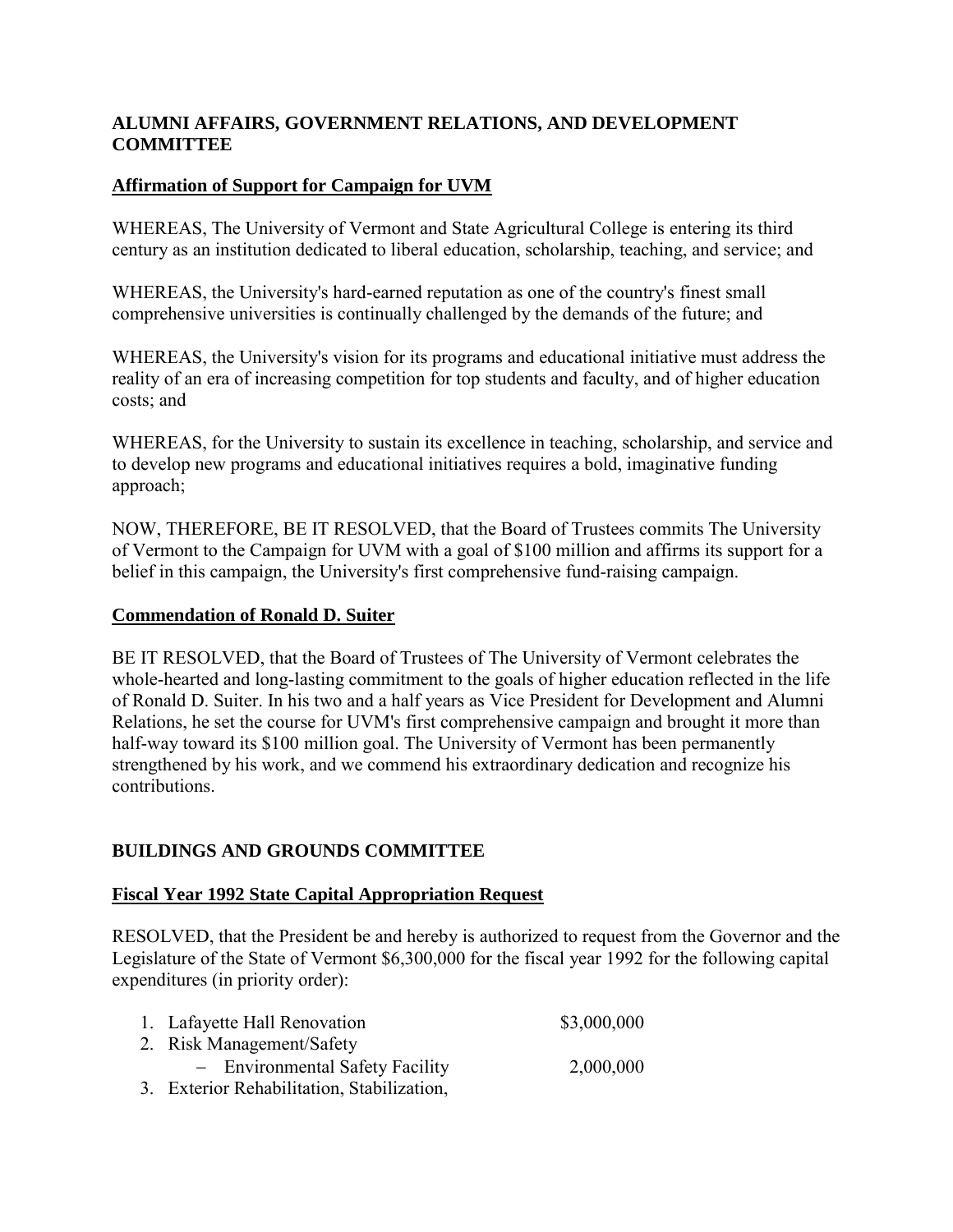## ALUMNI AFFAIRS, GOVERNMENT RELATIONS, AND DEVELOPMENT COMMITTEE

### Affirmation of Support for Campaign for UVM

WHEREAS, The University of Vermont and State Agricultural College is entering its third century as an institution dedicated to liberal education, scholarship, teaching, and service; and

WHEREAS, the University's hard-earned reputation as one of the country's finest small comprehensive universities is continually challenged by the demands of the future; and

WHEREAS, the University's vision for its programs and educational initiative must address the reality of an era of increasing competition for top students and faculty, and of higher education costs; and

WHEREAS, for the University to sustain its excellence in teaching, scholarship, and service and to develop new programs and educational initiatives requires a bold, imaginative funding approach;

NOW, THEREFORE, BE IT RESOLVED, that the Board of Trustees commits The University of Vermont to the Campaign for UVM with a goal of $100 million and affirms its support for a belief in this campaign, the University's first comprehensive fund-raising campaign.

### Commendation of Ronald D. Suiter

BE IT RESOLVED, that the Board of Trustees of The University of Vermont celebrates the whole-hearted and long-lasting commitment to the goals of higher education reflected in the life of Ronald D. Suiter. In his two and a half years as Vice President for Development and Alumni Relations, he set the course for UVM's first comprehensive campaign and brought it more than half-way toward its $100 million goal. The University of Vermont has been permanently strengthened by his work, and we commend his extraordinary dedication and recognize his contributions.

## BUILDINGS AND GROUNDS COMMITTEE

### Fiscal Year 1992 State Capital Appropriation Request

RESOLVED, that the President be and hereby is authorized to request from the Governor and the Legislature of the State of Vermont $6,300,000 for the fiscal year 1992 for the following capital expenditures (in priority order):

1. Lafayette Hall Renovation — $3,000,000
2. Risk Management/Safety
   - Environmental Safety Facility — 2,000,000
3. Exterior Rehabilitation, Stabilization,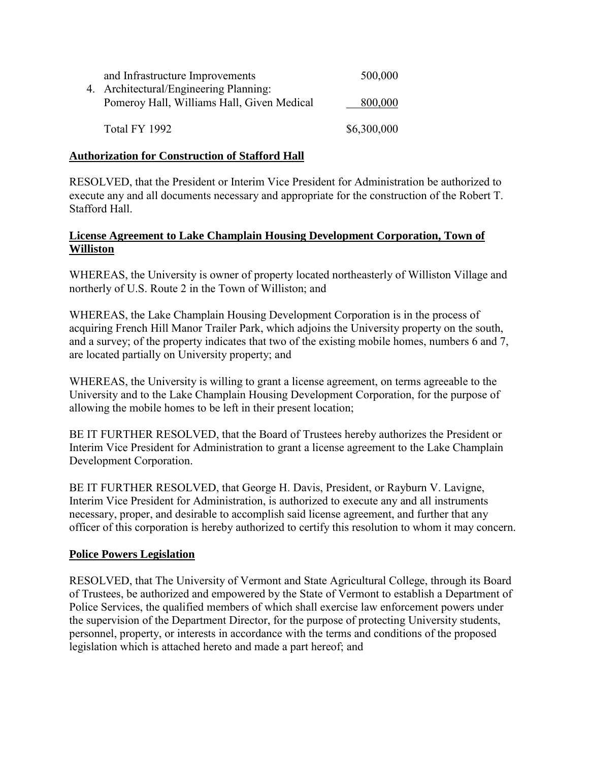| | |
|---|---|
| and Infrastructure Improvements | 500,000 |
| 4. Architectural/Engineering Planning: Pomeroy Hall, Williams Hall, Given Medical | 800,000 |
| Total FY 1992 | $6,300,000 |

**Authorization for Construction of Stafford Hall**

RESOLVED, that the President or Interim Vice President for Administration be authorized to execute any and all documents necessary and appropriate for the construction of the Robert T. Stafford Hall.

**License Agreement to Lake Champlain Housing Development Corporation, Town of Williston**

WHEREAS, the University is owner of property located northeasterly of Williston Village and northerly of U.S. Route 2 in the Town of Williston; and

WHEREAS, the Lake Champlain Housing Development Corporation is in the process of acquiring French Hill Manor Trailer Park, which adjoins the University property on the south, and a survey; of the property indicates that two of the existing mobile homes, numbers 6 and 7, are located partially on University property; and

WHEREAS, the University is willing to grant a license agreement, on terms agreeable to the University and to the Lake Champlain Housing Development Corporation, for the purpose of allowing the mobile homes to be left in their present location;

BE IT FURTHER RESOLVED, that the Board of Trustees hereby authorizes the President or Interim Vice President for Administration to grant a license agreement to the Lake Champlain Development Corporation.

BE IT FURTHER RESOLVED, that George H. Davis, President, or Rayburn V. Lavigne, Interim Vice President for Administration, is authorized to execute any and all instruments necessary, proper, and desirable to accomplish said license agreement, and further that any officer of this corporation is hereby authorized to certify this resolution to whom it may concern.

**Police Powers Legislation**

RESOLVED, that The University of Vermont and State Agricultural College, through its Board of Trustees, be authorized and empowered by the State of Vermont to establish a Department of Police Services, the qualified members of which shall exercise law enforcement powers under the supervision of the Department Director, for the purpose of protecting University students, personnel, property, or interests in accordance with the terms and conditions of the proposed legislation which is attached hereto and made a part hereof; and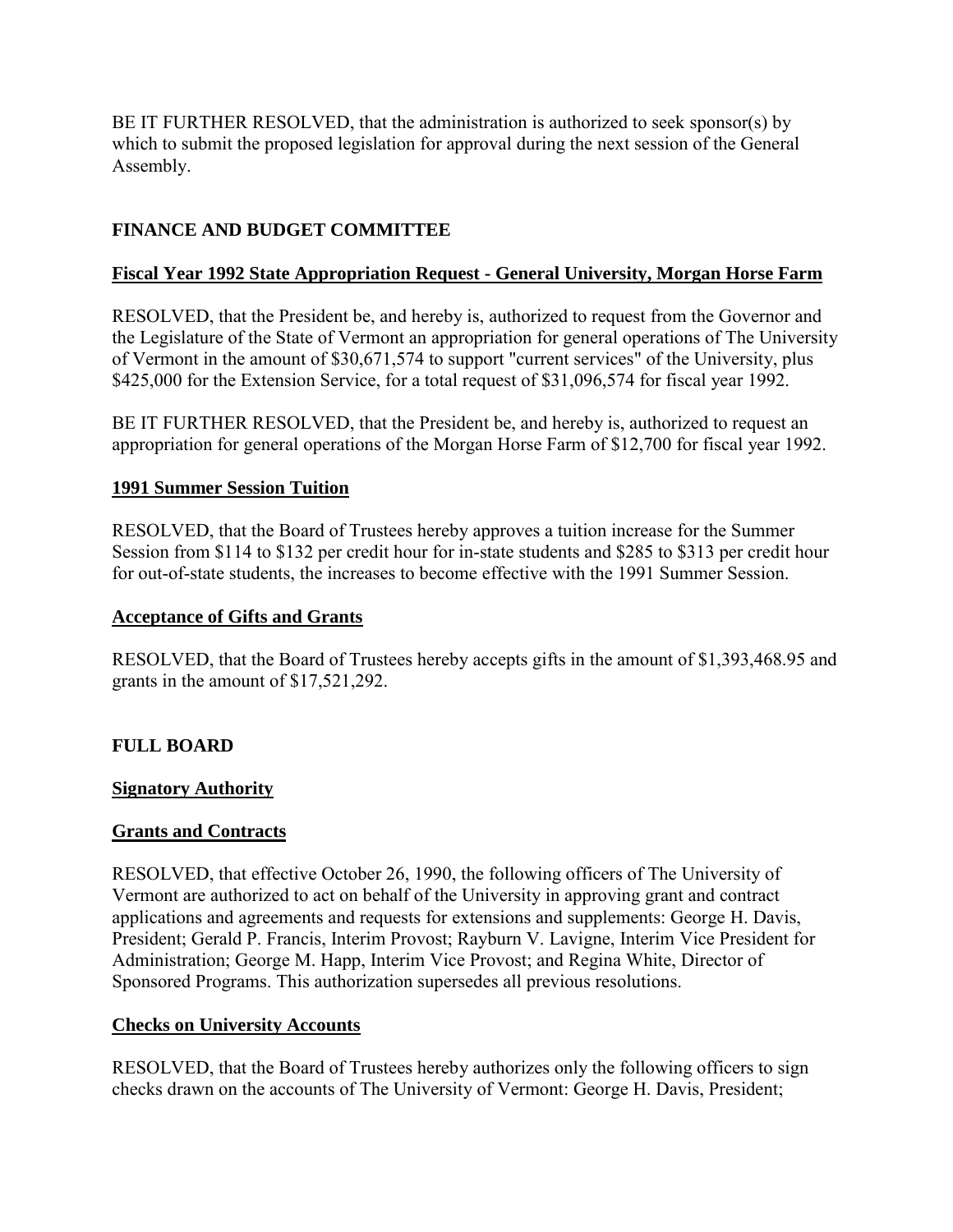BE IT FURTHER RESOLVED, that the administration is authorized to seek sponsor(s) by which to submit the proposed legislation for approval during the next session of the General Assembly.

## FINANCE AND BUDGET COMMITTEE

### Fiscal Year 1992 State Appropriation Request - General University, Morgan Horse Farm

RESOLVED, that the President be, and hereby is, authorized to request from the Governor and the Legislature of the State of Vermont an appropriation for general operations of The University of Vermont in the amount of $30,671,574 to support "current services" of the University, plus $425,000 for the Extension Service, for a total request of $31,096,574 for fiscal year 1992.

BE IT FURTHER RESOLVED, that the President be, and hereby is, authorized to request an appropriation for general operations of the Morgan Horse Farm of $12,700 for fiscal year 1992.

### 1991 Summer Session Tuition

RESOLVED, that the Board of Trustees hereby approves a tuition increase for the Summer Session from $114 to $132 per credit hour for in-state students and $285 to $313 per credit hour for out-of-state students, the increases to become effective with the 1991 Summer Session.

### Acceptance of Gifts and Grants

RESOLVED, that the Board of Trustees hereby accepts gifts in the amount of $1,393,468.95 and grants in the amount of $17,521,292.

## FULL BOARD

### Signatory Authority

### Grants and Contracts

RESOLVED, that effective October 26, 1990, the following officers of The University of Vermont are authorized to act on behalf of the University in approving grant and contract applications and agreements and requests for extensions and supplements: George H. Davis, President; Gerald P. Francis, Interim Provost; Rayburn V. Lavigne, Interim Vice President for Administration; George M. Happ, Interim Vice Provost; and Regina White, Director of Sponsored Programs. This authorization supersedes all previous resolutions.

### Checks on University Accounts

RESOLVED, that the Board of Trustees hereby authorizes only the following officers to sign checks drawn on the accounts of The University of Vermont: George H. Davis, President;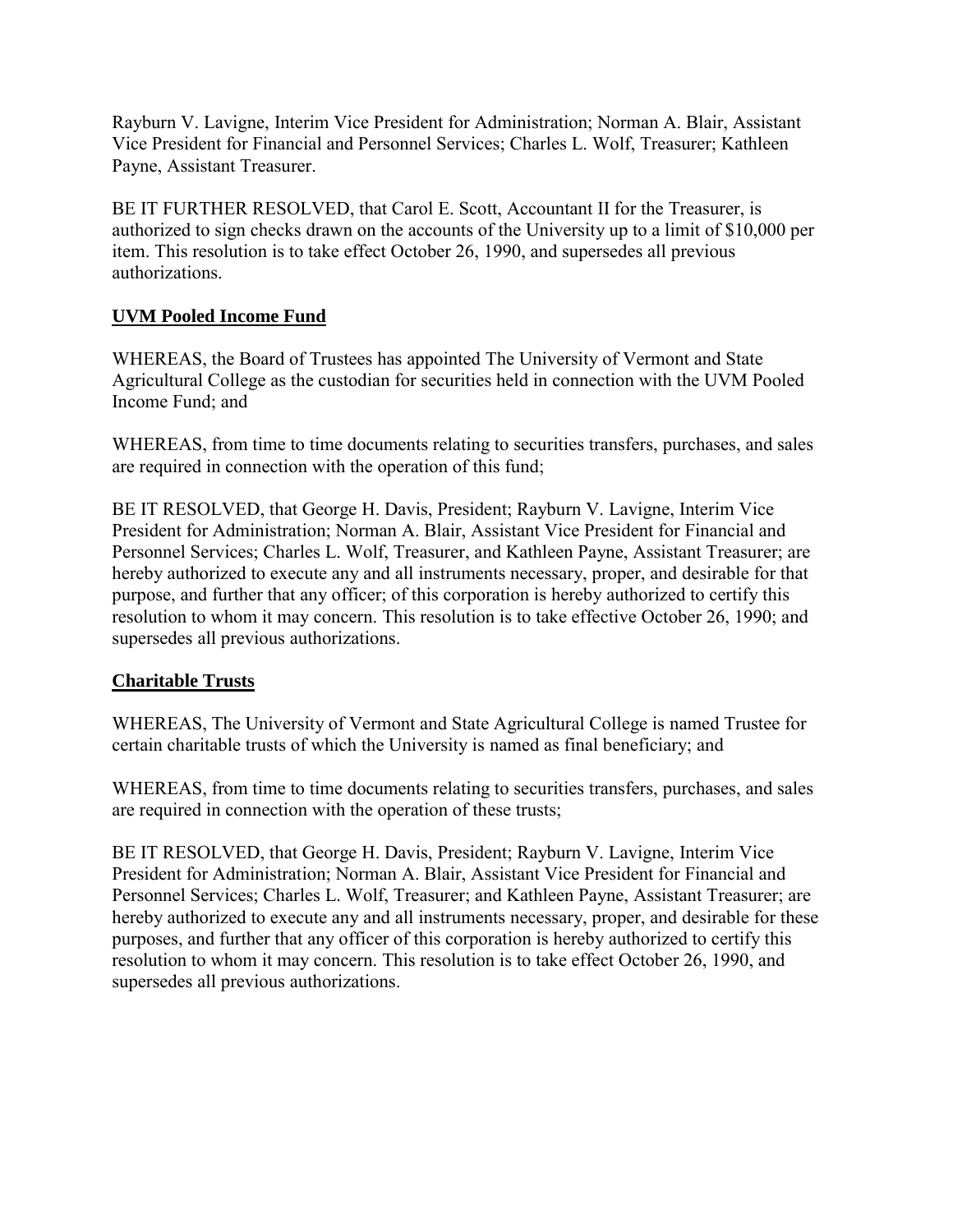Rayburn V. Lavigne, Interim Vice President for Administration; Norman A. Blair, Assistant Vice President for Financial and Personnel Services; Charles L. Wolf, Treasurer; Kathleen Payne, Assistant Treasurer.

BE IT FURTHER RESOLVED, that Carol E. Scott, Accountant II for the Treasurer, is authorized to sign checks drawn on the accounts of the University up to a limit of $10,000 per item. This resolution is to take effect October 26, 1990, and supersedes all previous authorizations.

**UVM Pooled Income Fund**

WHEREAS, the Board of Trustees has appointed The University of Vermont and State Agricultural College as the custodian for securities held in connection with the UVM Pooled Income Fund; and

WHEREAS, from time to time documents relating to securities transfers, purchases, and sales are required in connection with the operation of this fund;

BE IT RESOLVED, that George H. Davis, President; Rayburn V. Lavigne, Interim Vice President for Administration; Norman A. Blair, Assistant Vice President for Financial and Personnel Services; Charles L. Wolf, Treasurer, and Kathleen Payne, Assistant Treasurer; are hereby authorized to execute any and all instruments necessary, proper, and desirable for that purpose, and further that any officer; of this corporation is hereby authorized to certify this resolution to whom it may concern. This resolution is to take effective October 26, 1990; and supersedes all previous authorizations.

**Charitable Trusts**

WHEREAS, The University of Vermont and State Agricultural College is named Trustee for certain charitable trusts of which the University is named as final beneficiary; and

WHEREAS, from time to time documents relating to securities transfers, purchases, and sales are required in connection with the operation of these trusts;

BE IT RESOLVED, that George H. Davis, President; Rayburn V. Lavigne, Interim Vice President for Administration; Norman A. Blair, Assistant Vice President for Financial and Personnel Services; Charles L. Wolf, Treasurer; and Kathleen Payne, Assistant Treasurer; are hereby authorized to execute any and all instruments necessary, proper, and desirable for these purposes, and further that any officer of this corporation is hereby authorized to certify this resolution to whom it may concern. This resolution is to take effect October 26, 1990, and supersedes all previous authorizations.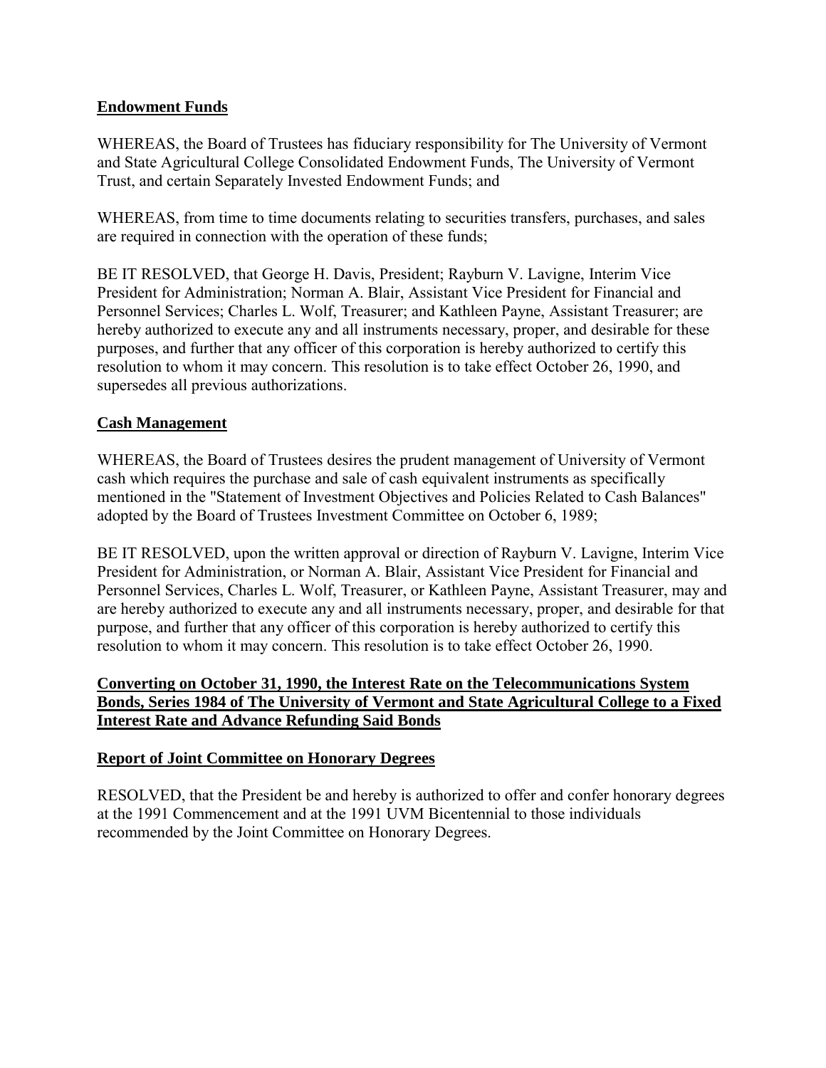**Endowment Funds**

WHEREAS, the Board of Trustees has fiduciary responsibility for The University of Vermont and State Agricultural College Consolidated Endowment Funds, The University of Vermont Trust, and certain Separately Invested Endowment Funds; and

WHEREAS, from time to time documents relating to securities transfers, purchases, and sales are required in connection with the operation of these funds;

BE IT RESOLVED, that George H. Davis, President; Rayburn V. Lavigne, Interim Vice President for Administration; Norman A. Blair, Assistant Vice President for Financial and Personnel Services; Charles L. Wolf, Treasurer; and Kathleen Payne, Assistant Treasurer; are hereby authorized to execute any and all instruments necessary, proper, and desirable for these purposes, and further that any officer of this corporation is hereby authorized to certify this resolution to whom it may concern. This resolution is to take effect October 26, 1990, and supersedes all previous authorizations.

**Cash Management**

WHEREAS, the Board of Trustees desires the prudent management of University of Vermont cash which requires the purchase and sale of cash equivalent instruments as specifically mentioned in the "Statement of Investment Objectives and Policies Related to Cash Balances" adopted by the Board of Trustees Investment Committee on October 6, 1989;

BE IT RESOLVED, upon the written approval or direction of Rayburn V. Lavigne, Interim Vice President for Administration, or Norman A. Blair, Assistant Vice President for Financial and Personnel Services, Charles L. Wolf, Treasurer, or Kathleen Payne, Assistant Treasurer, may and are hereby authorized to execute any and all instruments necessary, proper, and desirable for that purpose, and further that any officer of this corporation is hereby authorized to certify this resolution to whom it may concern. This resolution is to take effect October 26, 1990.

**Converting on October 31, 1990, the Interest Rate on the Telecommunications System Bonds, Series 1984 of The University of Vermont and State Agricultural College to a Fixed Interest Rate and Advance Refunding Said Bonds**

**Report of Joint Committee on Honorary Degrees**

RESOLVED, that the President be and hereby is authorized to offer and confer honorary degrees at the 1991 Commencement and at the 1991 UVM Bicentennial to those individuals recommended by the Joint Committee on Honorary Degrees.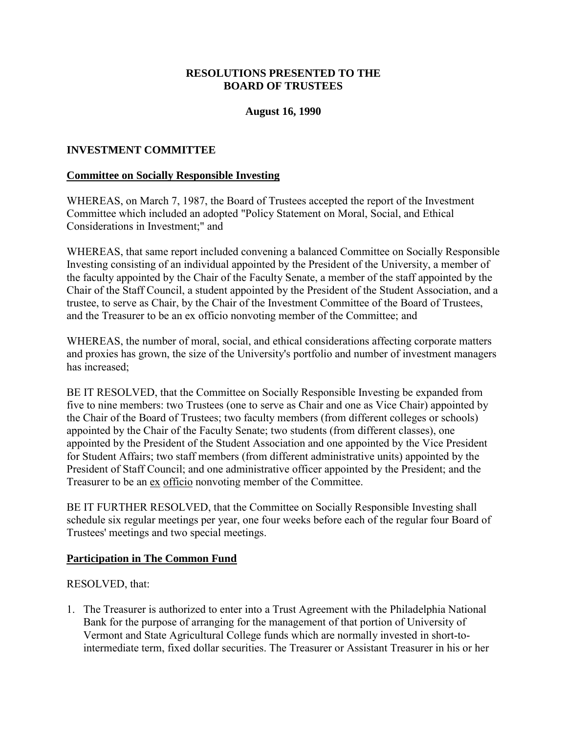**RESOLUTIONS PRESENTED TO THE BOARD OF TRUSTEES**

**August 16, 1990**

## INVESTMENT COMMITTEE

### Committee on Socially Responsible Investing

WHEREAS, on March 7, 1987, the Board of Trustees accepted the report of the Investment Committee which included an adopted "Policy Statement on Moral, Social, and Ethical Considerations in Investment;" and

WHEREAS, that same report included convening a balanced Committee on Socially Responsible Investing consisting of an individual appointed by the President of the University, a member of the faculty appointed by the Chair of the Faculty Senate, a member of the staff appointed by the Chair of the Staff Council, a student appointed by the President of the Student Association, and a trustee, to serve as Chair, by the Chair of the Investment Committee of the Board of Trustees, and the Treasurer to be an ex officio nonvoting member of the Committee; and

WHEREAS, the number of moral, social, and ethical considerations affecting corporate matters and proxies has grown, the size of the University's portfolio and number of investment managers has increased;

BE IT RESOLVED, that the Committee on Socially Responsible Investing be expanded from five to nine members: two Trustees (one to serve as Chair and one as Vice Chair) appointed by the Chair of the Board of Trustees; two faculty members (from different colleges or schools) appointed by the Chair of the Faculty Senate; two students (from different classes), one appointed by the President of the Student Association and one appointed by the Vice President for Student Affairs; two staff members (from different administrative units) appointed by the President of Staff Council; and one administrative officer appointed by the President; and the Treasurer to be an ex officio nonvoting member of the Committee.

BE IT FURTHER RESOLVED, that the Committee on Socially Responsible Investing shall schedule six regular meetings per year, one four weeks before each of the regular four Board of Trustees' meetings and two special meetings.

### Participation in The Common Fund

RESOLVED, that:

1. The Treasurer is authorized to enter into a Trust Agreement with the Philadelphia National Bank for the purpose of arranging for the management of that portion of University of Vermont and State Agricultural College funds which are normally invested in short-to-intermediate term, fixed dollar securities. The Treasurer or Assistant Treasurer in his or her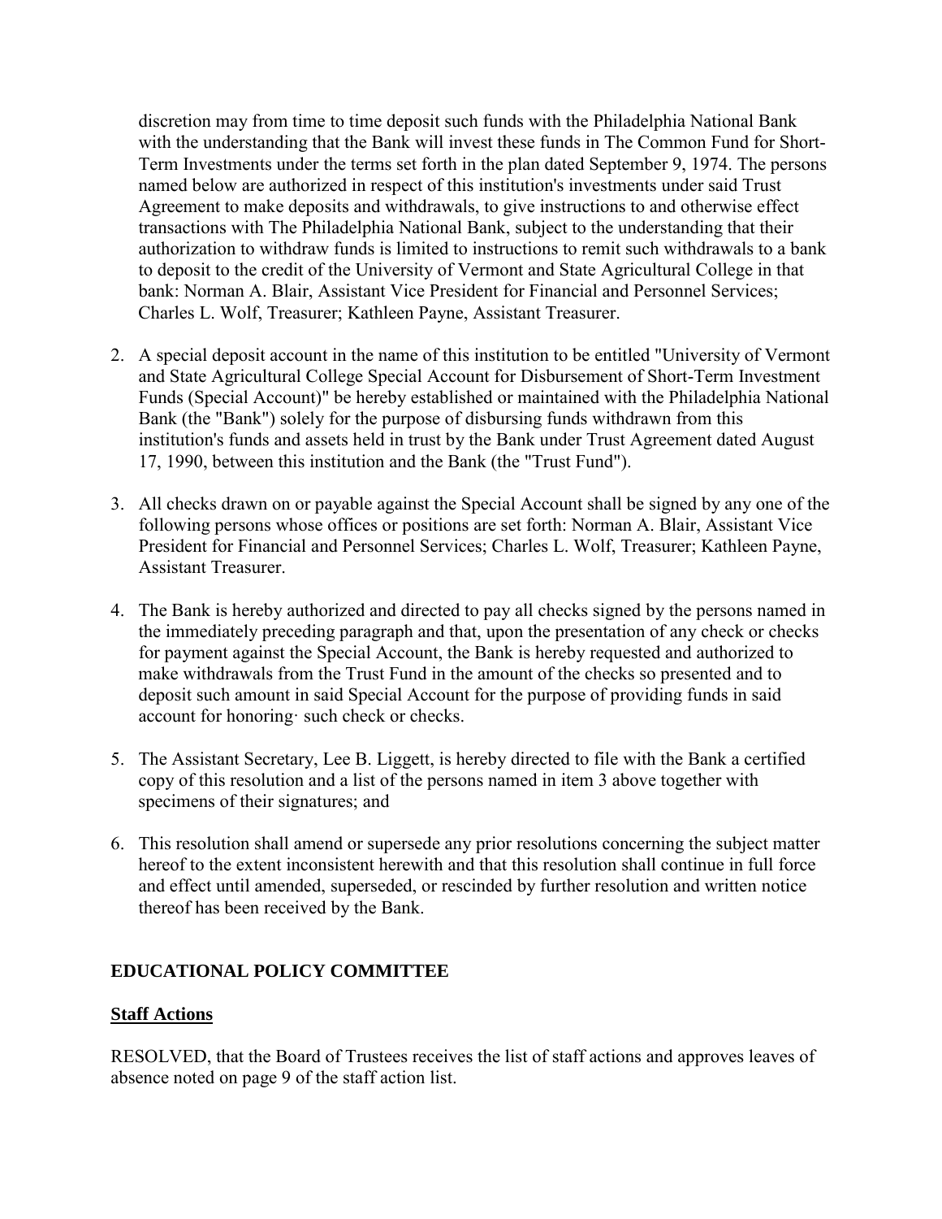discretion may from time to time deposit such funds with the Philadelphia National Bank with the understanding that the Bank will invest these funds in The Common Fund for Short-Term Investments under the terms set forth in the plan dated September 9, 1974. The persons named below are authorized in respect of this institution's investments under said Trust Agreement to make deposits and withdrawals, to give instructions to and otherwise effect transactions with The Philadelphia National Bank, subject to the understanding that their authorization to withdraw funds is limited to instructions to remit such withdrawals to a bank to deposit to the credit of the University of Vermont and State Agricultural College in that bank: Norman A. Blair, Assistant Vice President for Financial and Personnel Services; Charles L. Wolf, Treasurer; Kathleen Payne, Assistant Treasurer.

2. A special deposit account in the name of this institution to be entitled "University of Vermont and State Agricultural College Special Account for Disbursement of Short-Term Investment Funds (Special Account)" be hereby established or maintained with the Philadelphia National Bank (the "Bank") solely for the purpose of disbursing funds withdrawn from this institution's funds and assets held in trust by the Bank under Trust Agreement dated August 17, 1990, between this institution and the Bank (the "Trust Fund").

3. All checks drawn on or payable against the Special Account shall be signed by any one of the following persons whose offices or positions are set forth: Norman A. Blair, Assistant Vice President for Financial and Personnel Services; Charles L. Wolf, Treasurer; Kathleen Payne, Assistant Treasurer.

4. The Bank is hereby authorized and directed to pay all checks signed by the persons named in the immediately preceding paragraph and that, upon the presentation of any check or checks for payment against the Special Account, the Bank is hereby requested and authorized to make withdrawals from the Trust Fund in the amount of the checks so presented and to deposit such amount in said Special Account for the purpose of providing funds in said account for honoring· such check or checks.

5. The Assistant Secretary, Lee B. Liggett, is hereby directed to file with the Bank a certified copy of this resolution and a list of the persons named in item 3 above together with specimens of their signatures; and

6. This resolution shall amend or supersede any prior resolutions concerning the subject matter hereof to the extent inconsistent herewith and that this resolution shall continue in full force and effect until amended, superseded, or rescinded by further resolution and written notice thereof has been received by the Bank.

## EDUCATIONAL POLICY COMMITTEE

### Staff Actions

RESOLVED, that the Board of Trustees receives the list of staff actions and approves leaves of absence noted on page 9 of the staff action list.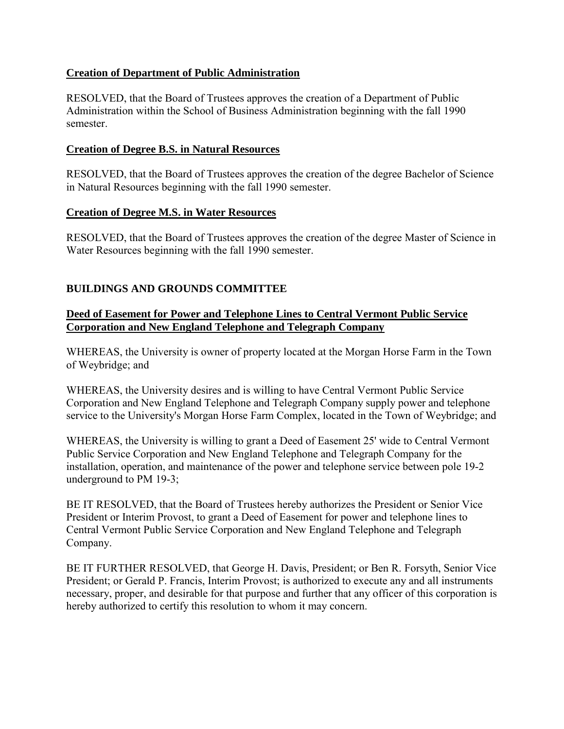**Creation of Department of Public Administration**

RESOLVED, that the Board of Trustees approves the creation of a Department of Public Administration within the School of Business Administration beginning with the fall 1990 semester.

**Creation of Degree B.S. in Natural Resources**

RESOLVED, that the Board of Trustees approves the creation of the degree Bachelor of Science in Natural Resources beginning with the fall 1990 semester.

**Creation of Degree M.S. in Water Resources**

RESOLVED, that the Board of Trustees approves the creation of the degree Master of Science in Water Resources beginning with the fall 1990 semester.

## BUILDINGS AND GROUNDS COMMITTEE

**Deed of Easement for Power and Telephone Lines to Central Vermont Public Service Corporation and New England Telephone and Telegraph Company**

WHEREAS, the University is owner of property located at the Morgan Horse Farm in the Town of Weybridge; and

WHEREAS, the University desires and is willing to have Central Vermont Public Service Corporation and New England Telephone and Telegraph Company supply power and telephone service to the University's Morgan Horse Farm Complex, located in the Town of Weybridge; and

WHEREAS, the University is willing to grant a Deed of Easement 25' wide to Central Vermont Public Service Corporation and New England Telephone and Telegraph Company for the installation, operation, and maintenance of the power and telephone service between pole 19-2 underground to PM 19-3;

BE IT RESOLVED, that the Board of Trustees hereby authorizes the President or Senior Vice President or Interim Provost, to grant a Deed of Easement for power and telephone lines to Central Vermont Public Service Corporation and New England Telephone and Telegraph Company.

BE IT FURTHER RESOLVED, that George H. Davis, President; or Ben R. Forsyth, Senior Vice President; or Gerald P. Francis, Interim Provost; is authorized to execute any and all instruments necessary, proper, and desirable for that purpose and further that any officer of this corporation is hereby authorized to certify this resolution to whom it may concern.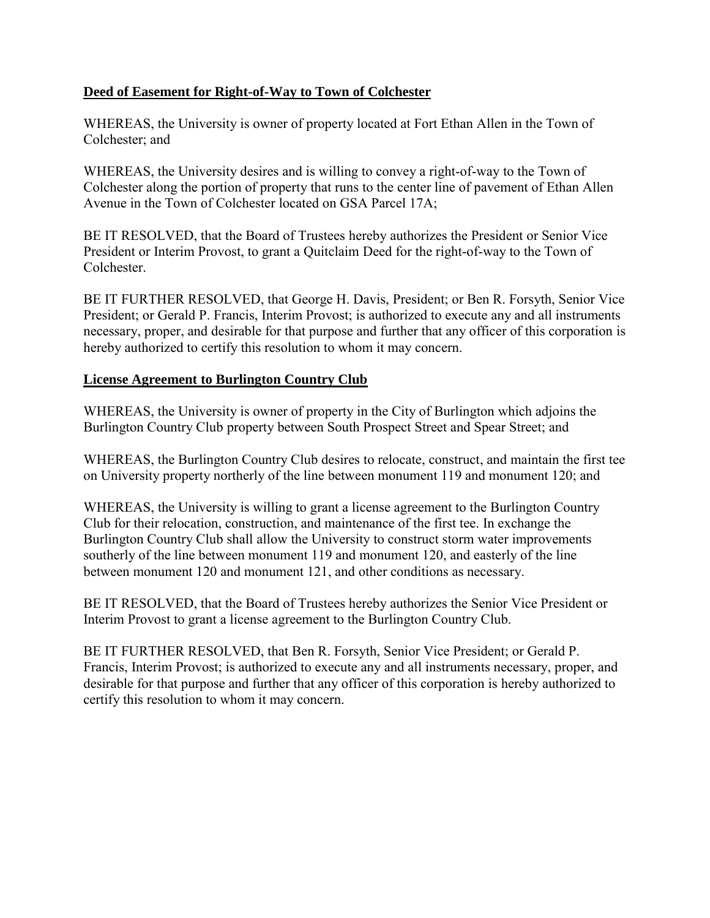**Deed of Easement for Right-of-Way to Town of Colchester**

WHEREAS, the University is owner of property located at Fort Ethan Allen in the Town of Colchester; and

WHEREAS, the University desires and is willing to convey a right-of-way to the Town of Colchester along the portion of property that runs to the center line of pavement of Ethan Allen Avenue in the Town of Colchester located on GSA Parcel 17A;

BE IT RESOLVED, that the Board of Trustees hereby authorizes the President or Senior Vice President or Interim Provost, to grant a Quitclaim Deed for the right-of-way to the Town of Colchester.

BE IT FURTHER RESOLVED, that George H. Davis, President; or Ben R. Forsyth, Senior Vice President; or Gerald P. Francis, Interim Provost; is authorized to execute any and all instruments necessary, proper, and desirable for that purpose and further that any officer of this corporation is hereby authorized to certify this resolution to whom it may concern.

**License Agreement to Burlington Country Club**

WHEREAS, the University is owner of property in the City of Burlington which adjoins the Burlington Country Club property between South Prospect Street and Spear Street; and

WHEREAS, the Burlington Country Club desires to relocate, construct, and maintain the first tee on University property northerly of the line between monument 119 and monument 120; and

WHEREAS, the University is willing to grant a license agreement to the Burlington Country Club for their relocation, construction, and maintenance of the first tee. In exchange the Burlington Country Club shall allow the University to construct storm water improvements southerly of the line between monument 119 and monument 120, and easterly of the line between monument 120 and monument 121, and other conditions as necessary.

BE IT RESOLVED, that the Board of Trustees hereby authorizes the Senior Vice President or Interim Provost to grant a license agreement to the Burlington Country Club.

BE IT FURTHER RESOLVED, that Ben R. Forsyth, Senior Vice President; or Gerald P. Francis, Interim Provost; is authorized to execute any and all instruments necessary, proper, and desirable for that purpose and further that any officer of this corporation is hereby authorized to certify this resolution to whom it may concern.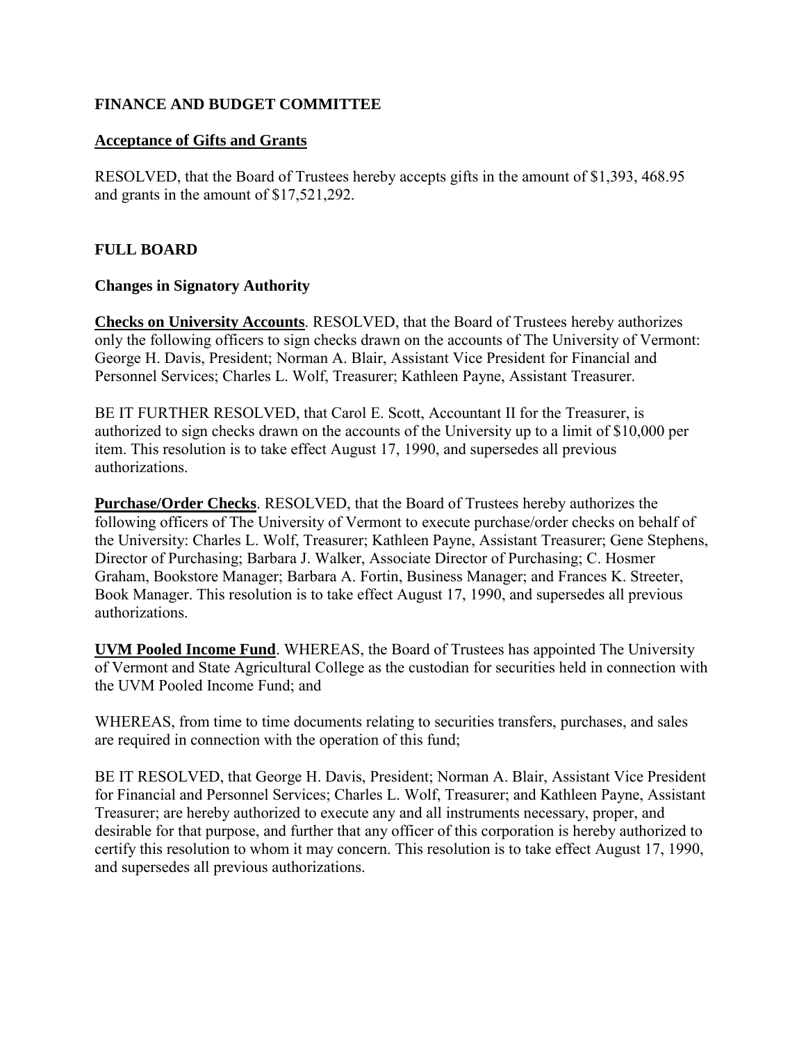## FINANCE AND BUDGET COMMITTEE

**Acceptance of Gifts and Grants**

RESOLVED, that the Board of Trustees hereby accepts gifts in the amount of $1,393, 468.95 and grants in the amount of $17,521,292.

## FULL BOARD

### Changes in Signatory Authority

**Checks on University Accounts**. RESOLVED, that the Board of Trustees hereby authorizes only the following officers to sign checks drawn on the accounts of The University of Vermont: George H. Davis, President; Norman A. Blair, Assistant Vice President for Financial and Personnel Services; Charles L. Wolf, Treasurer; Kathleen Payne, Assistant Treasurer.

BE IT FURTHER RESOLVED, that Carol E. Scott, Accountant II for the Treasurer, is authorized to sign checks drawn on the accounts of the University up to a limit of $10,000 per item. This resolution is to take effect August 17, 1990, and supersedes all previous authorizations.

**Purchase/Order Checks**. RESOLVED, that the Board of Trustees hereby authorizes the following officers of The University of Vermont to execute purchase/order checks on behalf of the University: Charles L. Wolf, Treasurer; Kathleen Payne, Assistant Treasurer; Gene Stephens, Director of Purchasing; Barbara J. Walker, Associate Director of Purchasing; C. Hosmer Graham, Bookstore Manager; Barbara A. Fortin, Business Manager; and Frances K. Streeter, Book Manager. This resolution is to take effect August 17, 1990, and supersedes all previous authorizations.

**UVM Pooled Income Fund**. WHEREAS, the Board of Trustees has appointed The University of Vermont and State Agricultural College as the custodian for securities held in connection with the UVM Pooled Income Fund; and

WHEREAS, from time to time documents relating to securities transfers, purchases, and sales are required in connection with the operation of this fund;

BE IT RESOLVED, that George H. Davis, President; Norman A. Blair, Assistant Vice President for Financial and Personnel Services; Charles L. Wolf, Treasurer; and Kathleen Payne, Assistant Treasurer; are hereby authorized to execute any and all instruments necessary, proper, and desirable for that purpose, and further that any officer of this corporation is hereby authorized to certify this resolution to whom it may concern. This resolution is to take effect August 17, 1990, and supersedes all previous authorizations.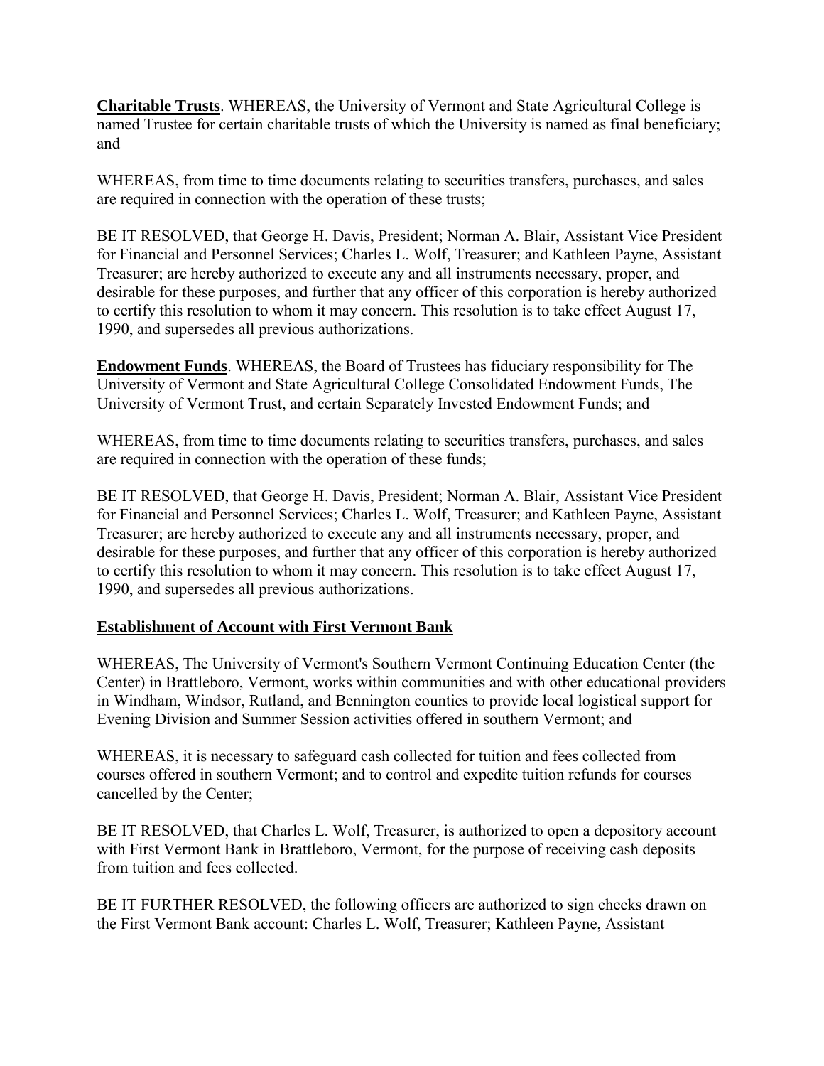**Charitable Trusts**. WHEREAS, the University of Vermont and State Agricultural College is named Trustee for certain charitable trusts of which the University is named as final beneficiary; and

WHEREAS, from time to time documents relating to securities transfers, purchases, and sales are required in connection with the operation of these trusts;

BE IT RESOLVED, that George H. Davis, President; Norman A. Blair, Assistant Vice President for Financial and Personnel Services; Charles L. Wolf, Treasurer; and Kathleen Payne, Assistant Treasurer; are hereby authorized to execute any and all instruments necessary, proper, and desirable for these purposes, and further that any officer of this corporation is hereby authorized to certify this resolution to whom it may concern. This resolution is to take effect August 17, 1990, and supersedes all previous authorizations.

**Endowment Funds**. WHEREAS, the Board of Trustees has fiduciary responsibility for The University of Vermont and State Agricultural College Consolidated Endowment Funds, The University of Vermont Trust, and certain Separately Invested Endowment Funds; and

WHEREAS, from time to time documents relating to securities transfers, purchases, and sales are required in connection with the operation of these funds;

BE IT RESOLVED, that George H. Davis, President; Norman A. Blair, Assistant Vice President for Financial and Personnel Services; Charles L. Wolf, Treasurer; and Kathleen Payne, Assistant Treasurer; are hereby authorized to execute any and all instruments necessary, proper, and desirable for these purposes, and further that any officer of this corporation is hereby authorized to certify this resolution to whom it may concern. This resolution is to take effect August 17, 1990, and supersedes all previous authorizations.

**Establishment of Account with First Vermont Bank**

WHEREAS, The University of Vermont's Southern Vermont Continuing Education Center (the Center) in Brattleboro, Vermont, works within communities and with other educational providers in Windham, Windsor, Rutland, and Bennington counties to provide local logistical support for Evening Division and Summer Session activities offered in southern Vermont; and

WHEREAS, it is necessary to safeguard cash collected for tuition and fees collected from courses offered in southern Vermont; and to control and expedite tuition refunds for courses cancelled by the Center;

BE IT RESOLVED, that Charles L. Wolf, Treasurer, is authorized to open a depository account with First Vermont Bank in Brattleboro, Vermont, for the purpose of receiving cash deposits from tuition and fees collected.

BE IT FURTHER RESOLVED, the following officers are authorized to sign checks drawn on the First Vermont Bank account: Charles L. Wolf, Treasurer; Kathleen Payne, Assistant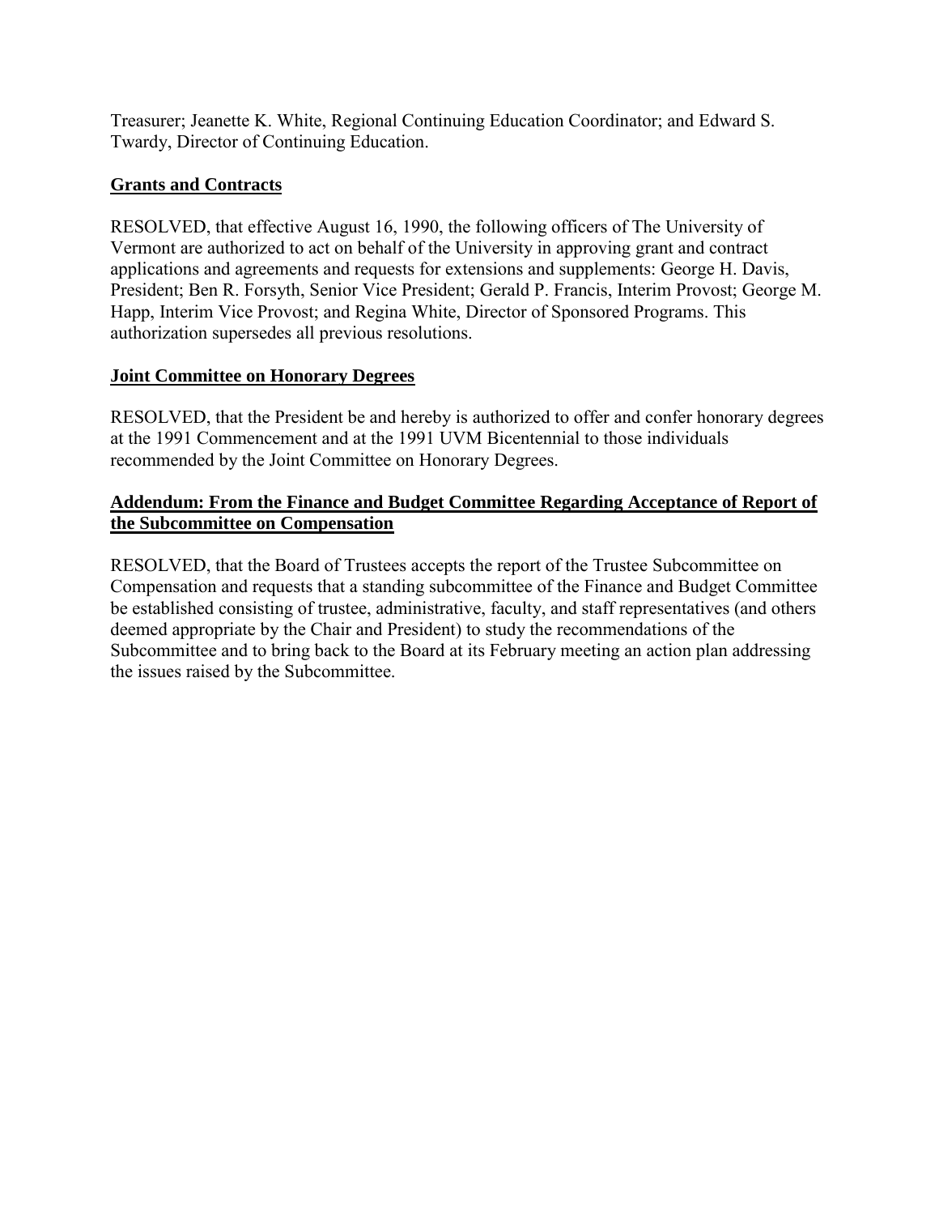Treasurer; Jeanette K. White, Regional Continuing Education Coordinator; and Edward S. Twardy, Director of Continuing Education.

**Grants and Contracts**

RESOLVED, that effective August 16, 1990, the following officers of The University of Vermont are authorized to act on behalf of the University in approving grant and contract applications and agreements and requests for extensions and supplements: George H. Davis, President; Ben R. Forsyth, Senior Vice President; Gerald P. Francis, Interim Provost; George M. Happ, Interim Vice Provost; and Regina White, Director of Sponsored Programs. This authorization supersedes all previous resolutions.

**Joint Committee on Honorary Degrees**

RESOLVED, that the President be and hereby is authorized to offer and confer honorary degrees at the 1991 Commencement and at the 1991 UVM Bicentennial to those individuals recommended by the Joint Committee on Honorary Degrees.

**Addendum: From the Finance and Budget Committee Regarding Acceptance of Report of the Subcommittee on Compensation**

RESOLVED, that the Board of Trustees accepts the report of the Trustee Subcommittee on Compensation and requests that a standing subcommittee of the Finance and Budget Committee be established consisting of trustee, administrative, faculty, and staff representatives (and others deemed appropriate by the Chair and President) to study the recommendations of the Subcommittee and to bring back to the Board at its February meeting an action plan addressing the issues raised by the Subcommittee.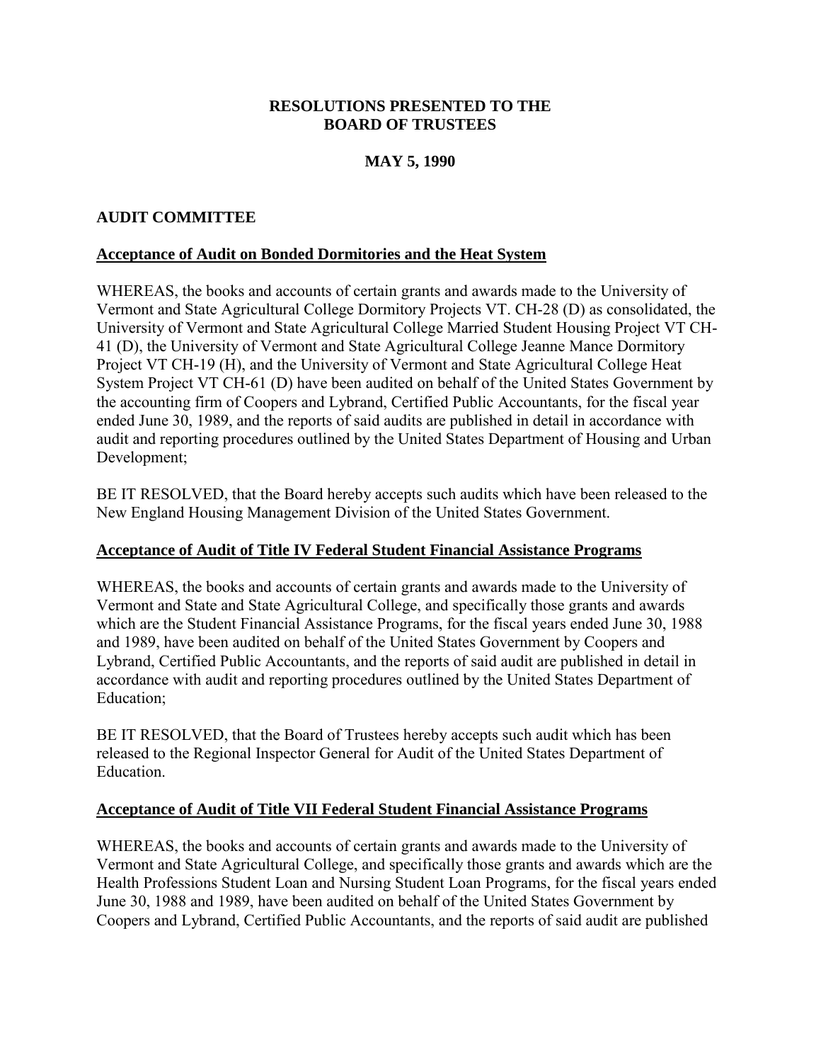**RESOLUTIONS PRESENTED TO THE BOARD OF TRUSTEES**

**MAY 5, 1990**

## AUDIT COMMITTEE

### Acceptance of Audit on Bonded Dormitories and the Heat System

WHEREAS, the books and accounts of certain grants and awards made to the University of Vermont and State Agricultural College Dormitory Projects VT. CH-28 (D) as consolidated, the University of Vermont and State Agricultural College Married Student Housing Project VT CH-41 (D), the University of Vermont and State Agricultural College Jeanne Mance Dormitory Project VT CH-19 (H), and the University of Vermont and State Agricultural College Heat System Project VT CH-61 (D) have been audited on behalf of the United States Government by the accounting firm of Coopers and Lybrand, Certified Public Accountants, for the fiscal year ended June 30, 1989, and the reports of said audits are published in detail in accordance with audit and reporting procedures outlined by the United States Department of Housing and Urban Development;

BE IT RESOLVED, that the Board hereby accepts such audits which have been released to the New England Housing Management Division of the United States Government.

### Acceptance of Audit of Title IV Federal Student Financial Assistance Programs

WHEREAS, the books and accounts of certain grants and awards made to the University of Vermont and State and State Agricultural College, and specifically those grants and awards which are the Student Financial Assistance Programs, for the fiscal years ended June 30, 1988 and 1989, have been audited on behalf of the United States Government by Coopers and Lybrand, Certified Public Accountants, and the reports of said audit are published in detail in accordance with audit and reporting procedures outlined by the United States Department of Education;

BE IT RESOLVED, that the Board of Trustees hereby accepts such audit which has been released to the Regional Inspector General for Audit of the United States Department of Education.

### Acceptance of Audit of Title VII Federal Student Financial Assistance Programs

WHEREAS, the books and accounts of certain grants and awards made to the University of Vermont and State Agricultural College, and specifically those grants and awards which are the Health Professions Student Loan and Nursing Student Loan Programs, for the fiscal years ended June 30, 1988 and 1989, have been audited on behalf of the United States Government by Coopers and Lybrand, Certified Public Accountants, and the reports of said audit are published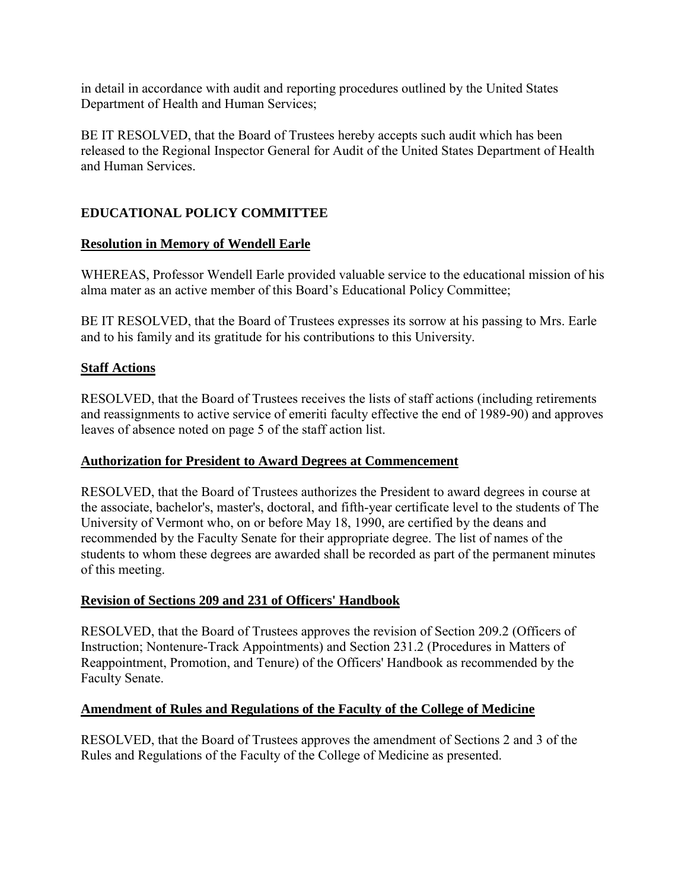in detail in accordance with audit and reporting procedures outlined by the United States Department of Health and Human Services;

BE IT RESOLVED, that the Board of Trustees hereby accepts such audit which has been released to the Regional Inspector General for Audit of the United States Department of Health and Human Services.

## EDUCATIONAL POLICY COMMITTEE

### Resolution in Memory of Wendell Earle

WHEREAS, Professor Wendell Earle provided valuable service to the educational mission of his alma mater as an active member of this Board's Educational Policy Committee;

BE IT RESOLVED, that the Board of Trustees expresses its sorrow at his passing to Mrs. Earle and to his family and its gratitude for his contributions to this University.

### Staff Actions

RESOLVED, that the Board of Trustees receives the lists of staff actions (including retirements and reassignments to active service of emeriti faculty effective the end of 1989-90) and approves leaves of absence noted on page 5 of the staff action list.

### Authorization for President to Award Degrees at Commencement

RESOLVED, that the Board of Trustees authorizes the President to award degrees in course at the associate, bachelor's, master's, doctoral, and fifth-year certificate level to the students of The University of Vermont who, on or before May 18, 1990, are certified by the deans and recommended by the Faculty Senate for their appropriate degree. The list of names of the students to whom these degrees are awarded shall be recorded as part of the permanent minutes of this meeting.

### Revision of Sections 209 and 231 of Officers' Handbook

RESOLVED, that the Board of Trustees approves the revision of Section 209.2 (Officers of Instruction; Nontenure-Track Appointments) and Section 231.2 (Procedures in Matters of Reappointment, Promotion, and Tenure) of the Officers' Handbook as recommended by the Faculty Senate.

### Amendment of Rules and Regulations of the Faculty of the College of Medicine

RESOLVED, that the Board of Trustees approves the amendment of Sections 2 and 3 of the Rules and Regulations of the Faculty of the College of Medicine as presented.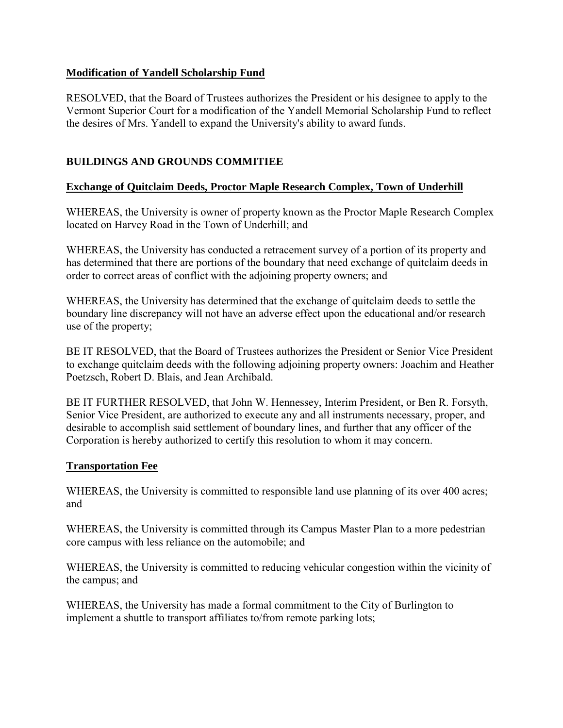**Modification of Yandell Scholarship Fund**

RESOLVED, that the Board of Trustees authorizes the President or his designee to apply to the Vermont Superior Court for a modification of the Yandell Memorial Scholarship Fund to reflect the desires of Mrs. Yandell to expand the University's ability to award funds.

## BUILDINGS AND GROUNDS COMMITIEE

**Exchange of Quitclaim Deeds, Proctor Maple Research Complex, Town of Underhill**

WHEREAS, the University is owner of property known as the Proctor Maple Research Complex located on Harvey Road in the Town of Underhill; and

WHEREAS, the University has conducted a retracement survey of a portion of its property and has determined that there are portions of the boundary that need exchange of quitclaim deeds in order to correct areas of conflict with the adjoining property owners; and

WHEREAS, the University has determined that the exchange of quitclaim deeds to settle the boundary line discrepancy will not have an adverse effect upon the educational and/or research use of the property;

BE IT RESOLVED, that the Board of Trustees authorizes the President or Senior Vice President to exchange quitclaim deeds with the following adjoining property owners: Joachim and Heather Poetzsch, Robert D. Blais, and Jean Archibald.

BE IT FURTHER RESOLVED, that John W. Hennessey, Interim President, or Ben R. Forsyth, Senior Vice President, are authorized to execute any and all instruments necessary, proper, and desirable to accomplish said settlement of boundary lines, and further that any officer of the Corporation is hereby authorized to certify this resolution to whom it may concern.

**Transportation Fee**

WHEREAS, the University is committed to responsible land use planning of its over 400 acres; and

WHEREAS, the University is committed through its Campus Master Plan to a more pedestrian core campus with less reliance on the automobile; and

WHEREAS, the University is committed to reducing vehicular congestion within the vicinity of the campus; and

WHEREAS, the University has made a formal commitment to the City of Burlington to implement a shuttle to transport affiliates to/from remote parking lots;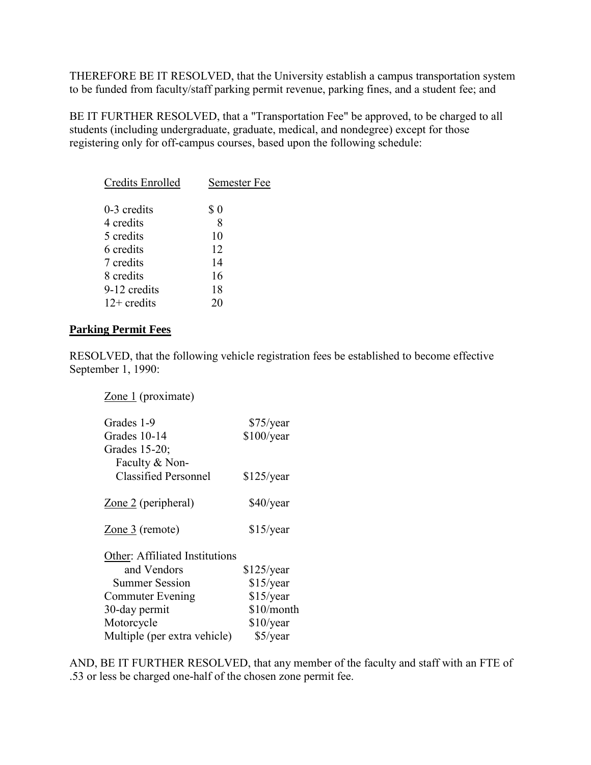THEREFORE BE IT RESOLVED, that the University establish a campus transportation system to be funded from faculty/staff parking permit revenue, parking fines, and a student fee; and

BE IT FURTHER RESOLVED, that a "Transportation Fee" be approved, to be charged to all students (including undergraduate, graduate, medical, and nondegree) except for those registering only for off-campus courses, based upon the following schedule:

| Credits Enrolled | Semester Fee |
|---|---|
| 0-3 credits | $ 0 |
| 4 credits | 8 |
| 5 credits | 10 |
| 6 credits | 12 |
| 7 credits | 14 |
| 8 credits | 16 |
| 9-12 credits | 18 |
| 12+ credits | 20 |

**Parking Permit Fees**

RESOLVED, that the following vehicle registration fees be established to become effective September 1, 1990:

| | |
|---|---|
| Zone 1 (proximate) | |
| Grades 1-9 | $75/year |
| Grades 10-14 | $100/year |
| Grades 15-20; Faculty & Non-Classified Personnel | $125/year |
| Zone 2 (peripheral) | $40/year |
| Zone 3 (remote) | $15/year |
| Other: Affiliated Institutions and Vendors | $125/year |
| Summer Session | $15/year |
| Commuter Evening | $15/year |
| 30-day permit | $10/month |
| Motorcycle | $10/year |
| Multiple (per extra vehicle) | $5/year |

AND, BE IT FURTHER RESOLVED, that any member of the faculty and staff with an FTE of .53 or less be charged one-half of the chosen zone permit fee.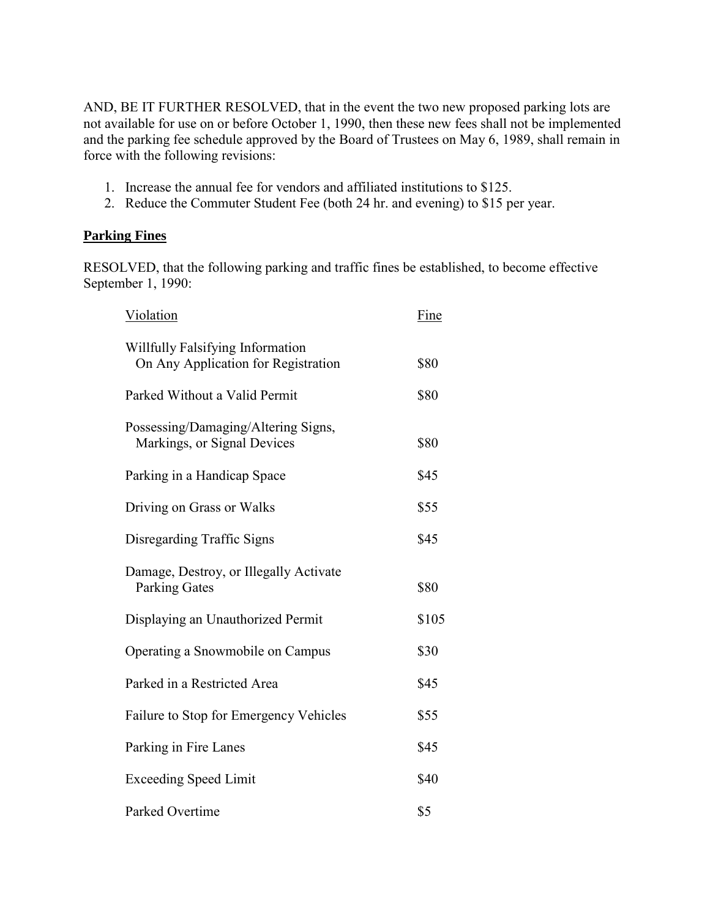AND, BE IT FURTHER RESOLVED, that in the event the two new proposed parking lots are not available for use on or before October 1, 1990, then these new fees shall not be implemented and the parking fee schedule approved by the Board of Trustees on May 6, 1989, shall remain in force with the following revisions:

1. Increase the annual fee for vendors and affiliated institutions to $125.
2. Reduce the Commuter Student Fee (both 24 hr. and evening) to $15 per year.

**Parking Fines**

RESOLVED, that the following parking and traffic fines be established, to become effective September 1, 1990:

| Violation | Fine |
|---|---|
| Willfully Falsifying Information On Any Application for Registration | $80 |
| Parked Without a Valid Permit | $80 |
| Possessing/Damaging/Altering Signs, Markings, or Signal Devices | $80 |
| Parking in a Handicap Space | $45 |
| Driving on Grass or Walks | $55 |
| Disregarding Traffic Signs | $45 |
| Damage, Destroy, or Illegally Activate Parking Gates | $80 |
| Displaying an Unauthorized Permit | $105 |
| Operating a Snowmobile on Campus | $30 |
| Parked in a Restricted Area | $45 |
| Failure to Stop for Emergency Vehicles | $55 |
| Parking in Fire Lanes | $45 |
| Exceeding Speed Limit | $40 |
| Parked Overtime | $5 |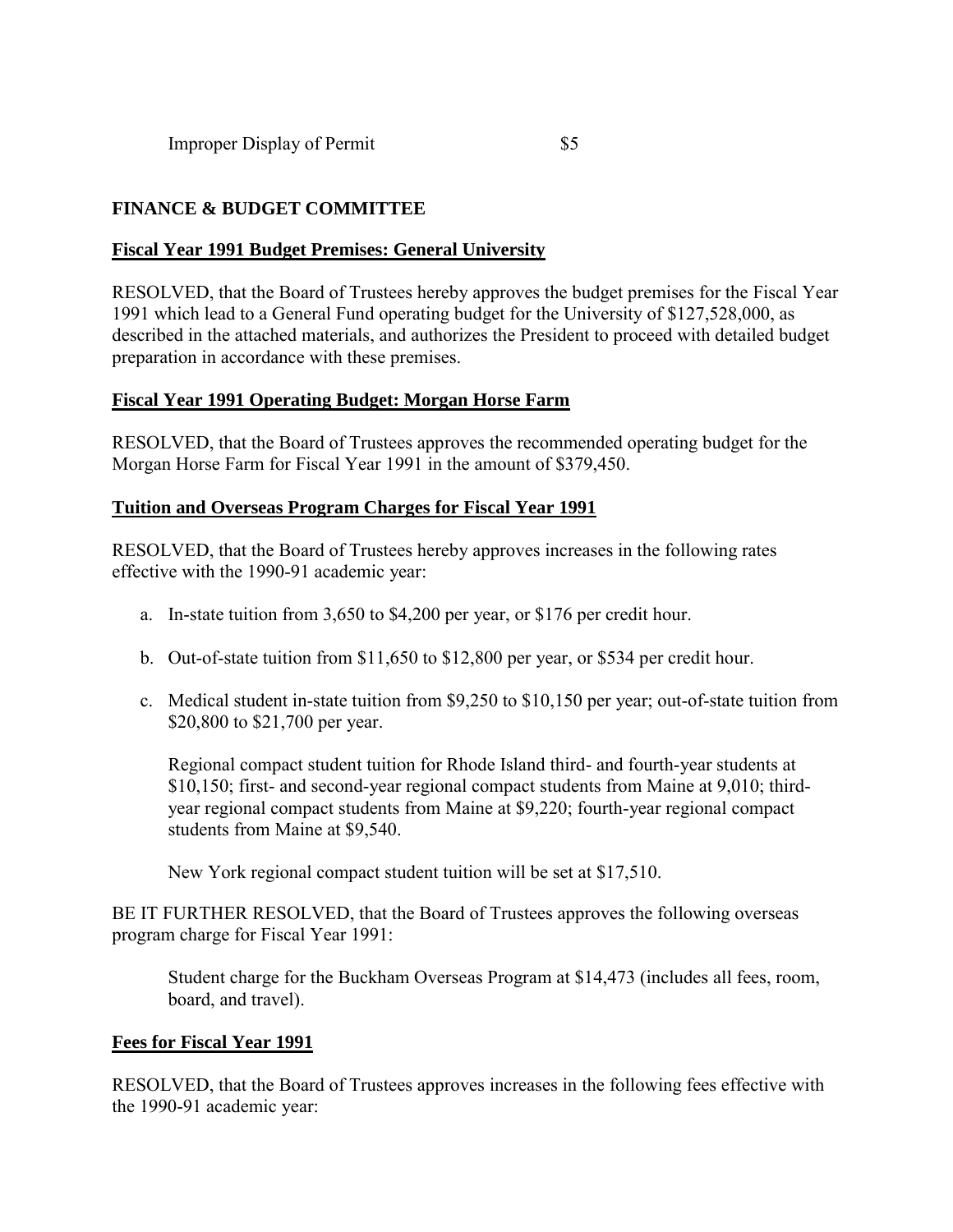Improper Display of Permit $5

**FINANCE & BUDGET COMMITTEE**

**Fiscal Year 1991 Budget Premises: General University**

RESOLVED, that the Board of Trustees hereby approves the budget premises for the Fiscal Year 1991 which lead to a General Fund operating budget for the University of $127,528,000, as described in the attached materials, and authorizes the President to proceed with detailed budget preparation in accordance with these premises.

**Fiscal Year 1991 Operating Budget: Morgan Horse Farm**

RESOLVED, that the Board of Trustees approves the recommended operating budget for the Morgan Horse Farm for Fiscal Year 1991 in the amount of $379,450.

**Tuition and Overseas Program Charges for Fiscal Year 1991**

RESOLVED, that the Board of Trustees hereby approves increases in the following rates effective with the 1990-91 academic year:

a. In-state tuition from 3,650 to $4,200 per year, or $176 per credit hour.

b. Out-of-state tuition from $11,650 to $12,800 per year, or $534 per credit hour.

c. Medical student in-state tuition from $9,250 to $10,150 per year; out-of-state tuition from $20,800 to $21,700 per year.

   Regional compact student tuition for Rhode Island third- and fourth-year students at $10,150; first- and second-year regional compact students from Maine at 9,010; third-year regional compact students from Maine at $9,220; fourth-year regional compact students from Maine at $9,540.

   New York regional compact student tuition will be set at $17,510.

BE IT FURTHER RESOLVED, that the Board of Trustees approves the following overseas program charge for Fiscal Year 1991:

Student charge for the Buckham Overseas Program at $14,473 (includes all fees, room, board, and travel).

**Fees for Fiscal Year 1991**

RESOLVED, that the Board of Trustees approves increases in the following fees effective with the 1990-91 academic year: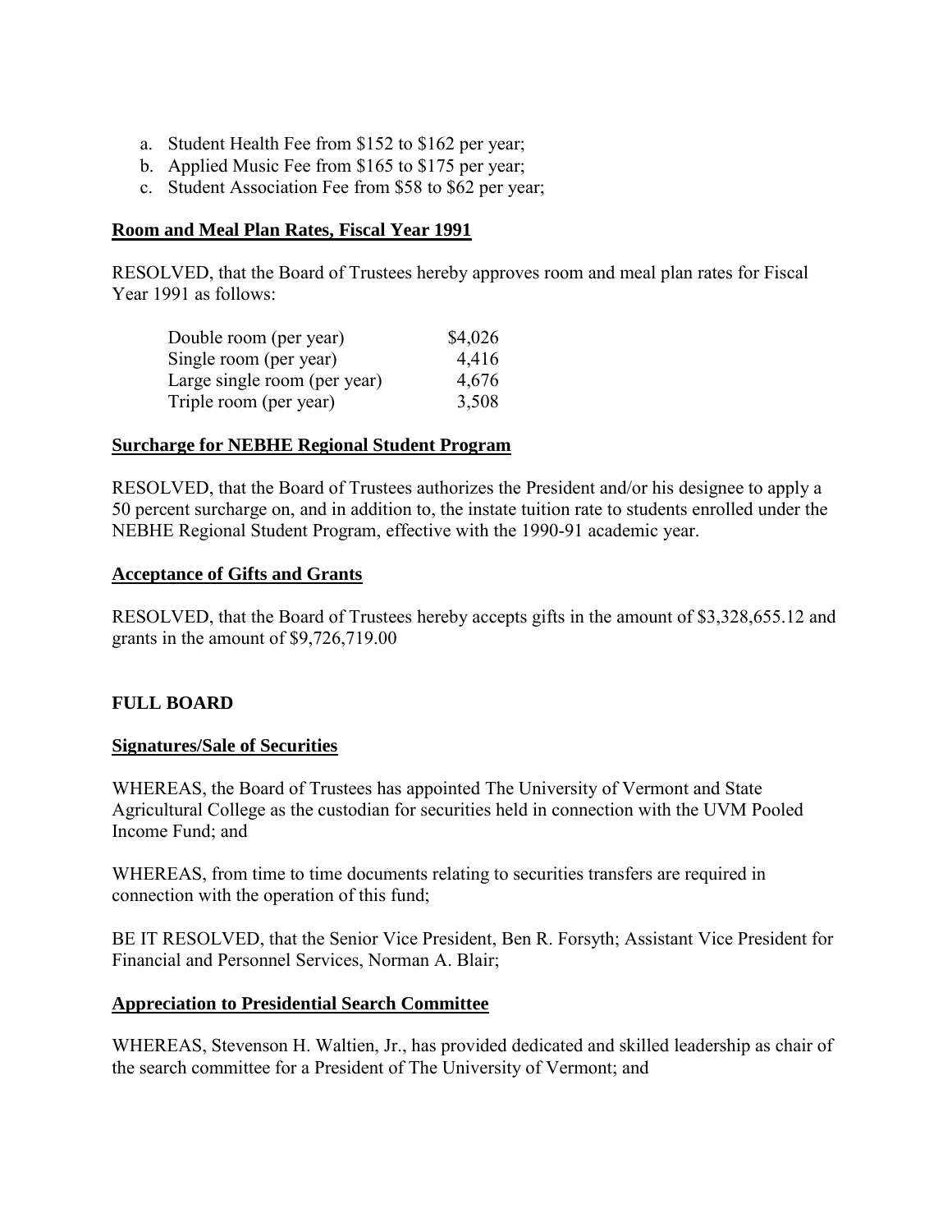a. Student Health Fee from $152 to $162 per year;
b. Applied Music Fee from $165 to $175 per year;
c. Student Association Fee from $58 to $62 per year;

**Room and Meal Plan Rates, Fiscal Year 1991**

RESOLVED, that the Board of Trustees hereby approves room and meal plan rates for Fiscal Year 1991 as follows:

| | |
|---|---|
| Double room (per year) | $4,026 |
| Single room (per year) | 4,416 |
| Large single room (per year) | 4,676 |
| Triple room (per year) | 3,508 |

**Surcharge for NEBHE Regional Student Program**

RESOLVED, that the Board of Trustees authorizes the President and/or his designee to apply a 50 percent surcharge on, and in addition to, the instate tuition rate to students enrolled under the NEBHE Regional Student Program, effective with the 1990-91 academic year.

**Acceptance of Gifts and Grants**

RESOLVED, that the Board of Trustees hereby accepts gifts in the amount of $3,328,655.12 and grants in the amount of $9,726,719.00

**FULL BOARD**

**Signatures/Sale of Securities**

WHEREAS, the Board of Trustees has appointed The University of Vermont and State Agricultural College as the custodian for securities held in connection with the UVM Pooled Income Fund; and

WHEREAS, from time to time documents relating to securities transfers are required in connection with the operation of this fund;

BE IT RESOLVED, that the Senior Vice President, Ben R. Forsyth; Assistant Vice President for Financial and Personnel Services, Norman A. Blair;

**Appreciation to Presidential Search Committee**

WHEREAS, Stevenson H. Waltien, Jr., has provided dedicated and skilled leadership as chair of the search committee for a President of The University of Vermont; and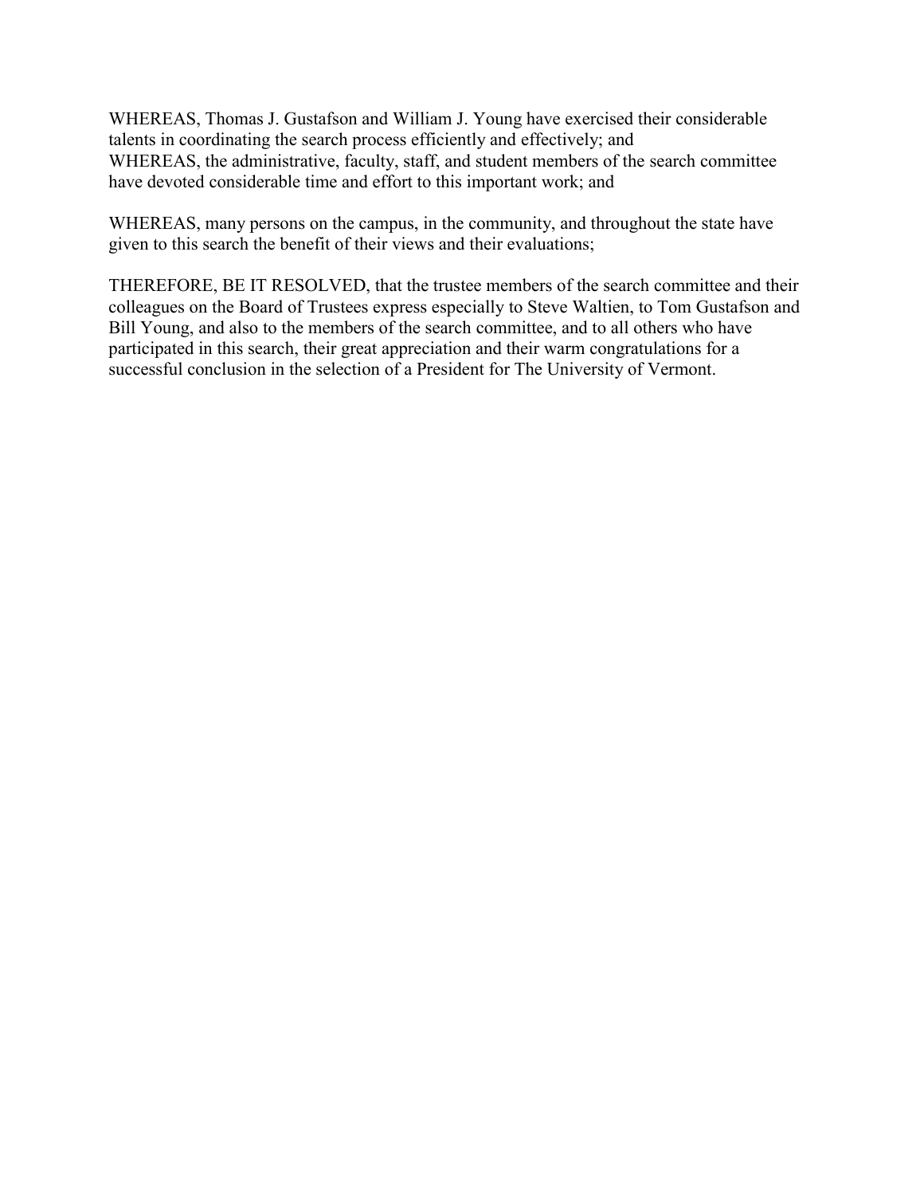WHEREAS, Thomas J. Gustafson and William J. Young have exercised their considerable talents in coordinating the search process efficiently and effectively; and

WHEREAS, the administrative, faculty, staff, and student members of the search committee have devoted considerable time and effort to this important work; and

WHEREAS, many persons on the campus, in the community, and throughout the state have given to this search the benefit of their views and their evaluations;

THEREFORE, BE IT RESOLVED, that the trustee members of the search committee and their colleagues on the Board of Trustees express especially to Steve Waltien, to Tom Gustafson and Bill Young, and also to the members of the search committee, and to all others who have participated in this search, their great appreciation and their warm congratulations for a successful conclusion in the selection of a President for The University of Vermont.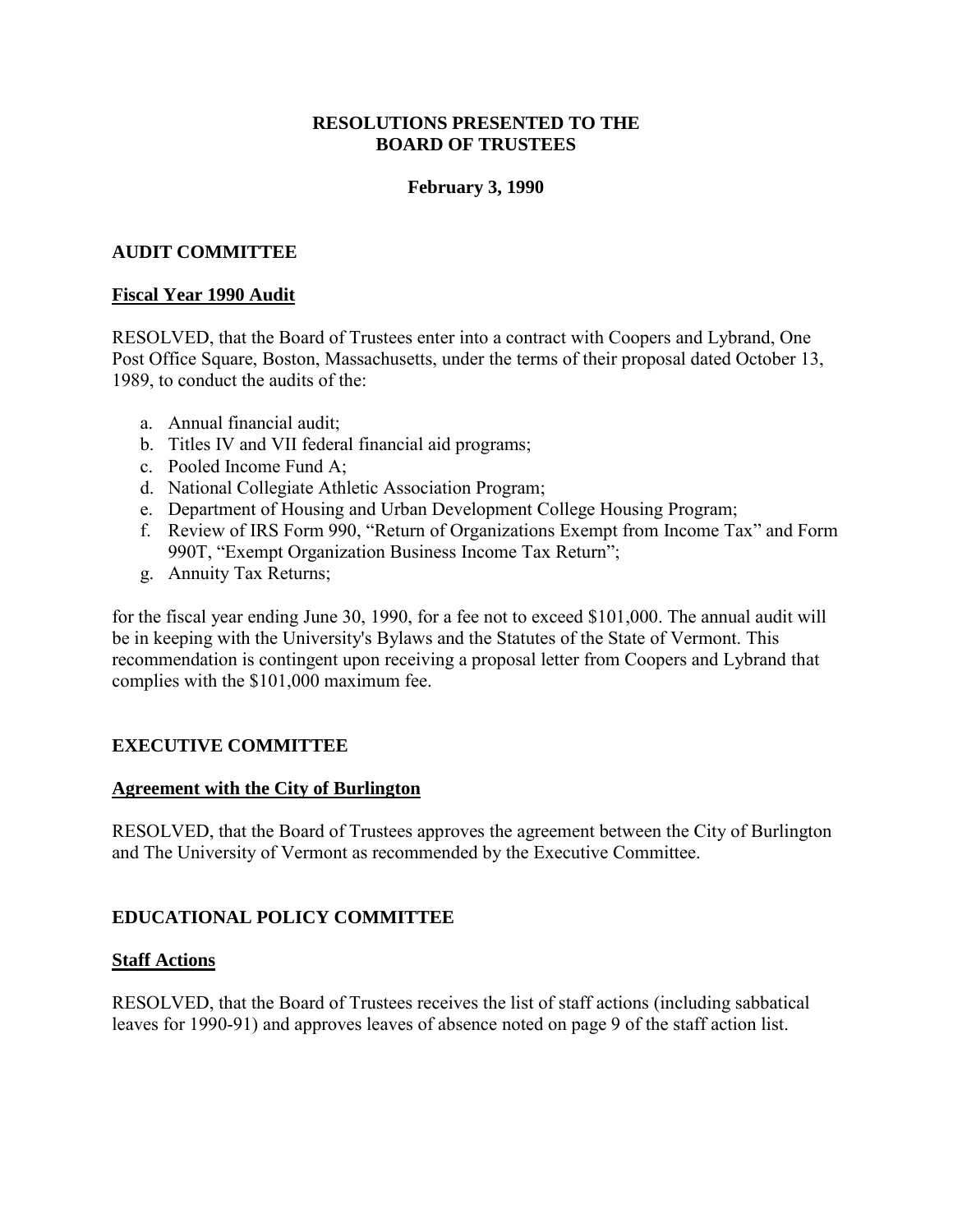# RESOLUTIONS PRESENTED TO THE BOARD OF TRUSTEES

**February 3, 1990**

## AUDIT COMMITTEE

### Fiscal Year 1990 Audit

RESOLVED, that the Board of Trustees enter into a contract with Coopers and Lybrand, One Post Office Square, Boston, Massachusetts, under the terms of their proposal dated October 13, 1989, to conduct the audits of the:

a. Annual financial audit;
b. Titles IV and VII federal financial aid programs;
c. Pooled Income Fund A;
d. National Collegiate Athletic Association Program;
e. Department of Housing and Urban Development College Housing Program;
f. Review of IRS Form 990, "Return of Organizations Exempt from Income Tax" and Form 990T, "Exempt Organization Business Income Tax Return";
g. Annuity Tax Returns;

for the fiscal year ending June 30, 1990, for a fee not to exceed $101,000. The annual audit will be in keeping with the University's Bylaws and the Statutes of the State of Vermont. This recommendation is contingent upon receiving a proposal letter from Coopers and Lybrand that complies with the $101,000 maximum fee.

## EXECUTIVE COMMITTEE

### Agreement with the City of Burlington

RESOLVED, that the Board of Trustees approves the agreement between the City of Burlington and The University of Vermont as recommended by the Executive Committee.

## EDUCATIONAL POLICY COMMITTEE

### Staff Actions

RESOLVED, that the Board of Trustees receives the list of staff actions (including sabbatical leaves for 1990-91) and approves leaves of absence noted on page 9 of the staff action list.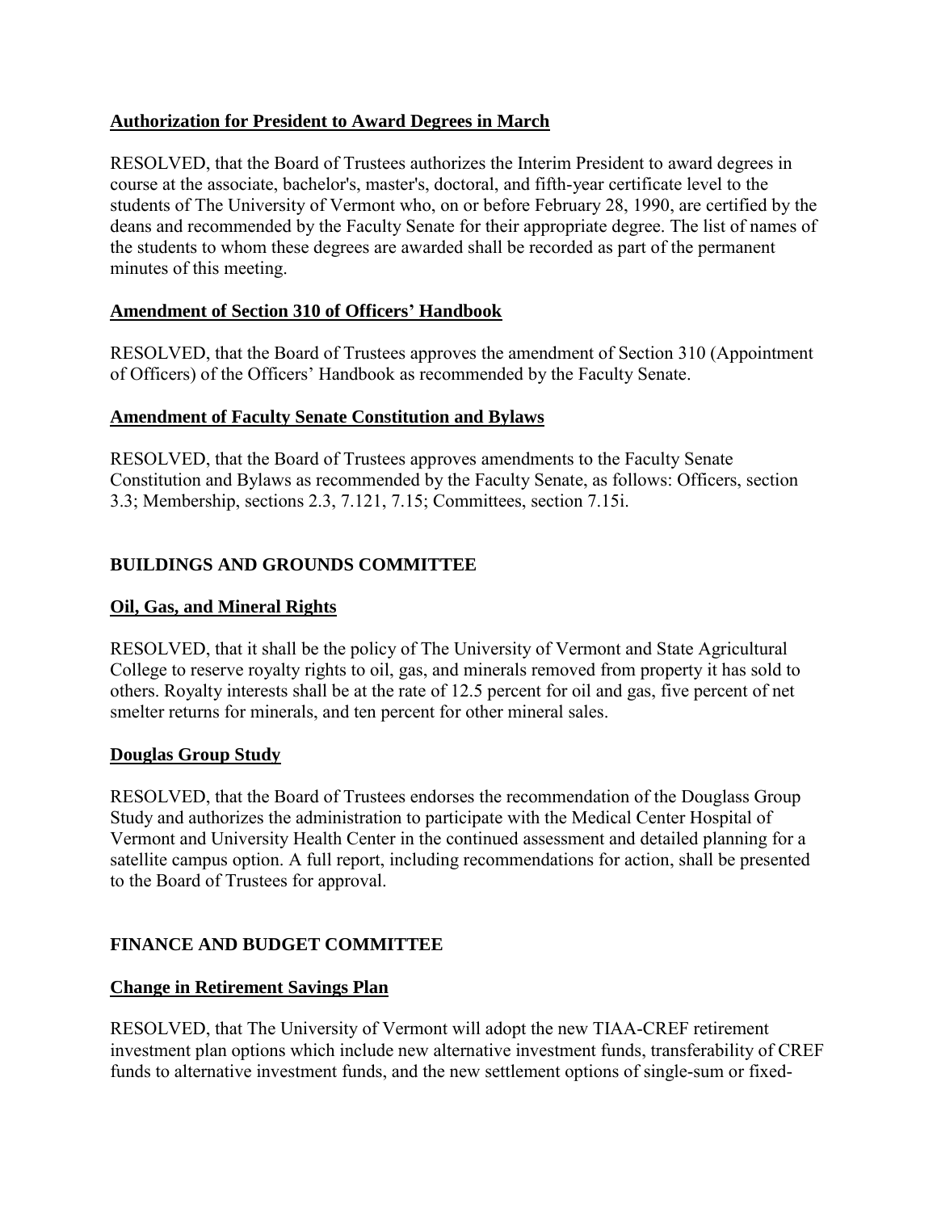**Authorization for President to Award Degrees in March**

RESOLVED, that the Board of Trustees authorizes the Interim President to award degrees in course at the associate, bachelor's, master's, doctoral, and fifth-year certificate level to the students of The University of Vermont who, on or before February 28, 1990, are certified by the deans and recommended by the Faculty Senate for their appropriate degree. The list of names of the students to whom these degrees are awarded shall be recorded as part of the permanent minutes of this meeting.

**Amendment of Section 310 of Officers' Handbook**

RESOLVED, that the Board of Trustees approves the amendment of Section 310 (Appointment of Officers) of the Officers' Handbook as recommended by the Faculty Senate.

**Amendment of Faculty Senate Constitution and Bylaws**

RESOLVED, that the Board of Trustees approves amendments to the Faculty Senate Constitution and Bylaws as recommended by the Faculty Senate, as follows: Officers, section 3.3; Membership, sections 2.3, 7.121, 7.15; Committees, section 7.15i.

## BUILDINGS AND GROUNDS COMMITTEE

**Oil, Gas, and Mineral Rights**

RESOLVED, that it shall be the policy of The University of Vermont and State Agricultural College to reserve royalty rights to oil, gas, and minerals removed from property it has sold to others. Royalty interests shall be at the rate of 12.5 percent for oil and gas, five percent of net smelter returns for minerals, and ten percent for other mineral sales.

**Douglas Group Study**

RESOLVED, that the Board of Trustees endorses the recommendation of the Douglass Group Study and authorizes the administration to participate with the Medical Center Hospital of Vermont and University Health Center in the continued assessment and detailed planning for a satellite campus option. A full report, including recommendations for action, shall be presented to the Board of Trustees for approval.

## FINANCE AND BUDGET COMMITTEE

**Change in Retirement Savings Plan**

RESOLVED, that The University of Vermont will adopt the new TIAA-CREF retirement investment plan options which include new alternative investment funds, transferability of CREF funds to alternative investment funds, and the new settlement options of single-sum or fixed-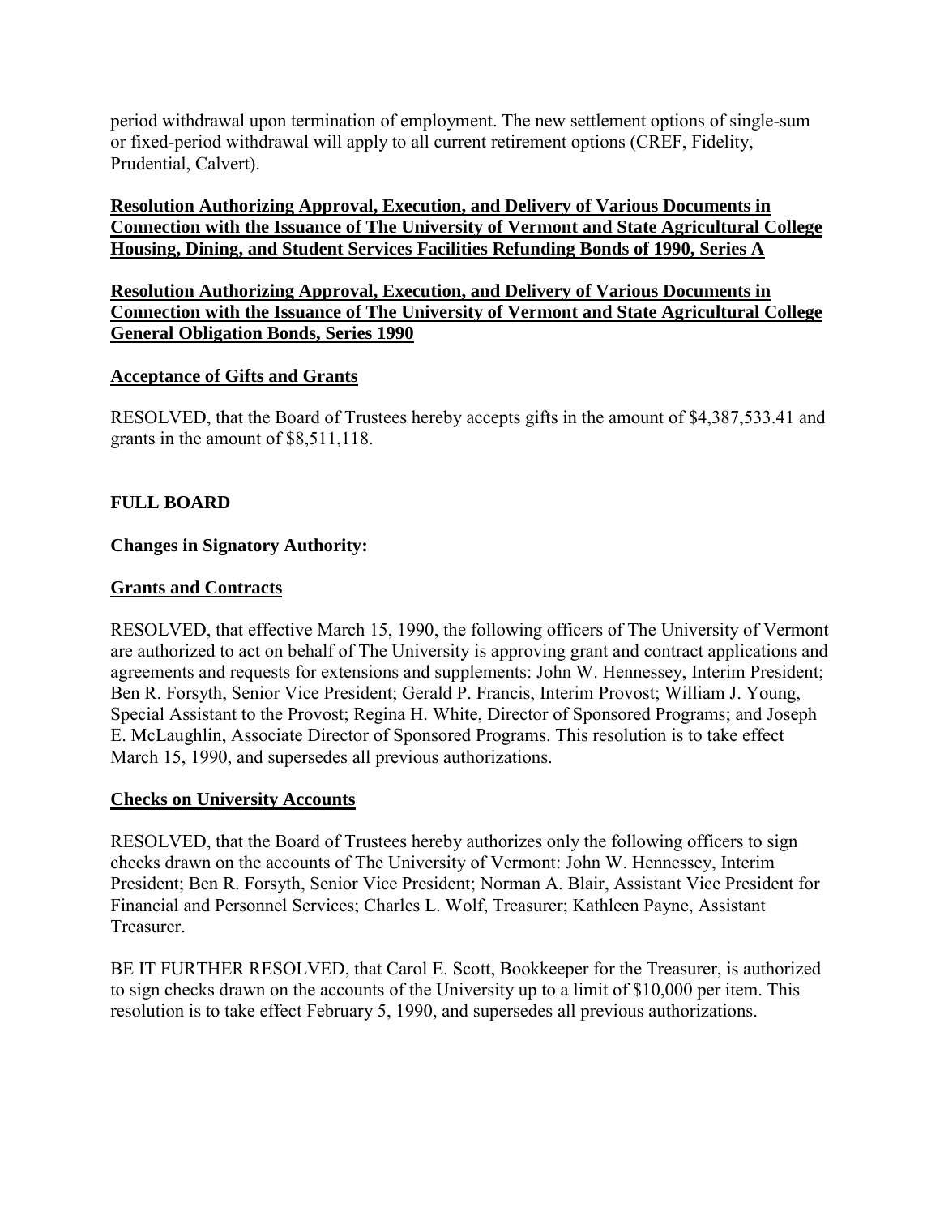period withdrawal upon termination of employment. The new settlement options of single-sum or fixed-period withdrawal will apply to all current retirement options (CREF, Fidelity, Prudential, Calvert).

**Resolution Authorizing Approval, Execution, and Delivery of Various Documents in Connection with the Issuance of The University of Vermont and State Agricultural College Housing, Dining, and Student Services Facilities Refunding Bonds of 1990, Series A**

**Resolution Authorizing Approval, Execution, and Delivery of Various Documents in Connection with the Issuance of The University of Vermont and State Agricultural College General Obligation Bonds, Series 1990**

**Acceptance of Gifts and Grants**

RESOLVED, that the Board of Trustees hereby accepts gifts in the amount of $4,387,533.41 and grants in the amount of $8,511,118.

**FULL BOARD**

**Changes in Signatory Authority:**

**Grants and Contracts**

RESOLVED, that effective March 15, 1990, the following officers of The University of Vermont are authorized to act on behalf of The University is approving grant and contract applications and agreements and requests for extensions and supplements: John W. Hennessey, Interim President; Ben R. Forsyth, Senior Vice President; Gerald P. Francis, Interim Provost; William J. Young, Special Assistant to the Provost; Regina H. White, Director of Sponsored Programs; and Joseph E. McLaughlin, Associate Director of Sponsored Programs. This resolution is to take effect March 15, 1990, and supersedes all previous authorizations.

**Checks on University Accounts**

RESOLVED, that the Board of Trustees hereby authorizes only the following officers to sign checks drawn on the accounts of The University of Vermont: John W. Hennessey, Interim President; Ben R. Forsyth, Senior Vice President; Norman A. Blair, Assistant Vice President for Financial and Personnel Services; Charles L. Wolf, Treasurer; Kathleen Payne, Assistant Treasurer.

BE IT FURTHER RESOLVED, that Carol E. Scott, Bookkeeper for the Treasurer, is authorized to sign checks drawn on the accounts of the University up to a limit of $10,000 per item. This resolution is to take effect February 5, 1990, and supersedes all previous authorizations.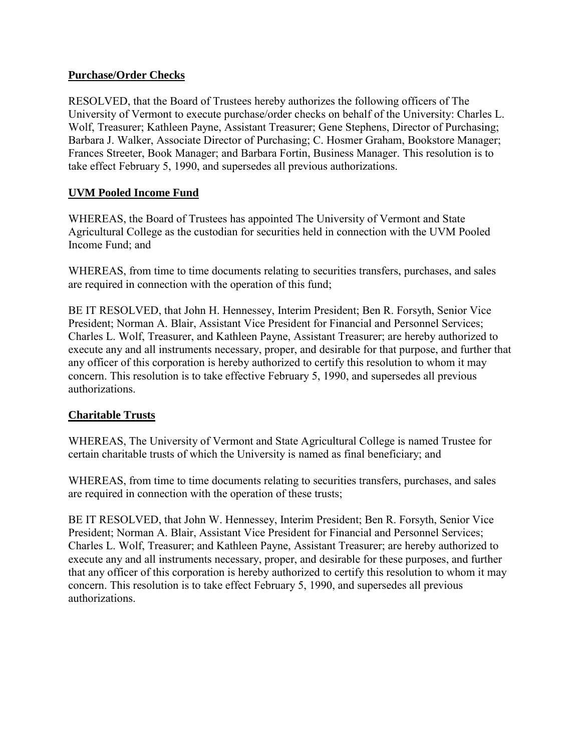**Purchase/Order Checks**

RESOLVED, that the Board of Trustees hereby authorizes the following officers of The University of Vermont to execute purchase/order checks on behalf of the University: Charles L. Wolf, Treasurer; Kathleen Payne, Assistant Treasurer; Gene Stephens, Director of Purchasing; Barbara J. Walker, Associate Director of Purchasing; C. Hosmer Graham, Bookstore Manager; Frances Streeter, Book Manager; and Barbara Fortin, Business Manager. This resolution is to take effect February 5, 1990, and supersedes all previous authorizations.

**UVM Pooled Income Fund**

WHEREAS, the Board of Trustees has appointed The University of Vermont and State Agricultural College as the custodian for securities held in connection with the UVM Pooled Income Fund; and

WHEREAS, from time to time documents relating to securities transfers, purchases, and sales are required in connection with the operation of this fund;

BE IT RESOLVED, that John H. Hennessey, Interim President; Ben R. Forsyth, Senior Vice President; Norman A. Blair, Assistant Vice President for Financial and Personnel Services; Charles L. Wolf, Treasurer, and Kathleen Payne, Assistant Treasurer; are hereby authorized to execute any and all instruments necessary, proper, and desirable for that purpose, and further that any officer of this corporation is hereby authorized to certify this resolution to whom it may concern. This resolution is to take effective February 5, 1990, and supersedes all previous authorizations.

**Charitable Trusts**

WHEREAS, The University of Vermont and State Agricultural College is named Trustee for certain charitable trusts of which the University is named as final beneficiary; and

WHEREAS, from time to time documents relating to securities transfers, purchases, and sales are required in connection with the operation of these trusts;

BE IT RESOLVED, that John W. Hennessey, Interim President; Ben R. Forsyth, Senior Vice President; Norman A. Blair, Assistant Vice President for Financial and Personnel Services; Charles L. Wolf, Treasurer; and Kathleen Payne, Assistant Treasurer; are hereby authorized to execute any and all instruments necessary, proper, and desirable for these purposes, and further that any officer of this corporation is hereby authorized to certify this resolution to whom it may concern. This resolution is to take effect February 5, 1990, and supersedes all previous authorizations.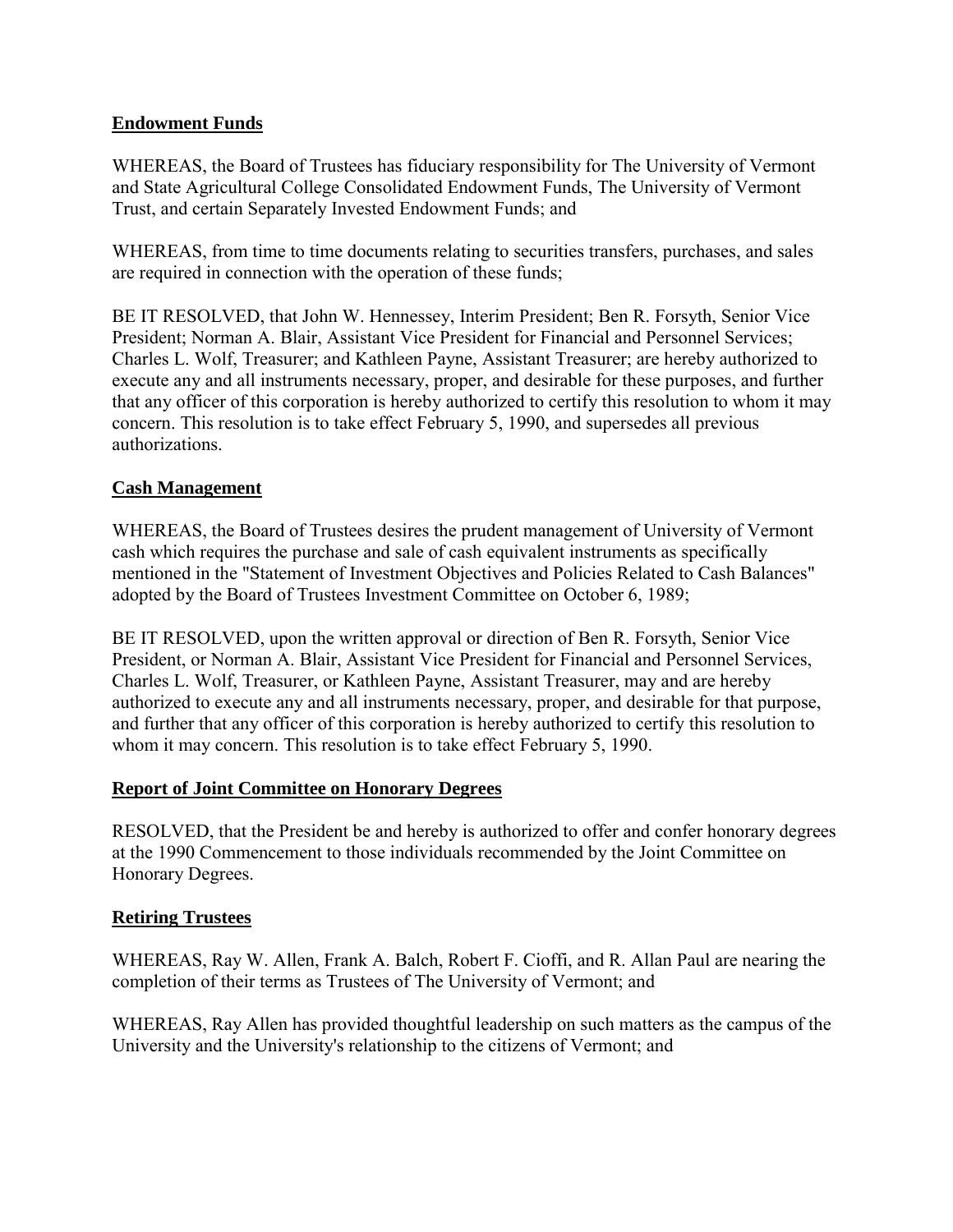**Endowment Funds**

WHEREAS, the Board of Trustees has fiduciary responsibility for The University of Vermont and State Agricultural College Consolidated Endowment Funds, The University of Vermont Trust, and certain Separately Invested Endowment Funds; and

WHEREAS, from time to time documents relating to securities transfers, purchases, and sales are required in connection with the operation of these funds;

BE IT RESOLVED, that John W. Hennessey, Interim President; Ben R. Forsyth, Senior Vice President; Norman A. Blair, Assistant Vice President for Financial and Personnel Services; Charles L. Wolf, Treasurer; and Kathleen Payne, Assistant Treasurer; are hereby authorized to execute any and all instruments necessary, proper, and desirable for these purposes, and further that any officer of this corporation is hereby authorized to certify this resolution to whom it may concern. This resolution is to take effect February 5, 1990, and supersedes all previous authorizations.

**Cash Management**

WHEREAS, the Board of Trustees desires the prudent management of University of Vermont cash which requires the purchase and sale of cash equivalent instruments as specifically mentioned in the "Statement of Investment Objectives and Policies Related to Cash Balances" adopted by the Board of Trustees Investment Committee on October 6, 1989;

BE IT RESOLVED, upon the written approval or direction of Ben R. Forsyth, Senior Vice President, or Norman A. Blair, Assistant Vice President for Financial and Personnel Services, Charles L. Wolf, Treasurer, or Kathleen Payne, Assistant Treasurer, may and are hereby authorized to execute any and all instruments necessary, proper, and desirable for that purpose, and further that any officer of this corporation is hereby authorized to certify this resolution to whom it may concern. This resolution is to take effect February 5, 1990.

**Report of Joint Committee on Honorary Degrees**

RESOLVED, that the President be and hereby is authorized to offer and confer honorary degrees at the 1990 Commencement to those individuals recommended by the Joint Committee on Honorary Degrees.

**Retiring Trustees**

WHEREAS, Ray W. Allen, Frank A. Balch, Robert F. Cioffi, and R. Allan Paul are nearing the completion of their terms as Trustees of The University of Vermont; and

WHEREAS, Ray Allen has provided thoughtful leadership on such matters as the campus of the University and the University's relationship to the citizens of Vermont; and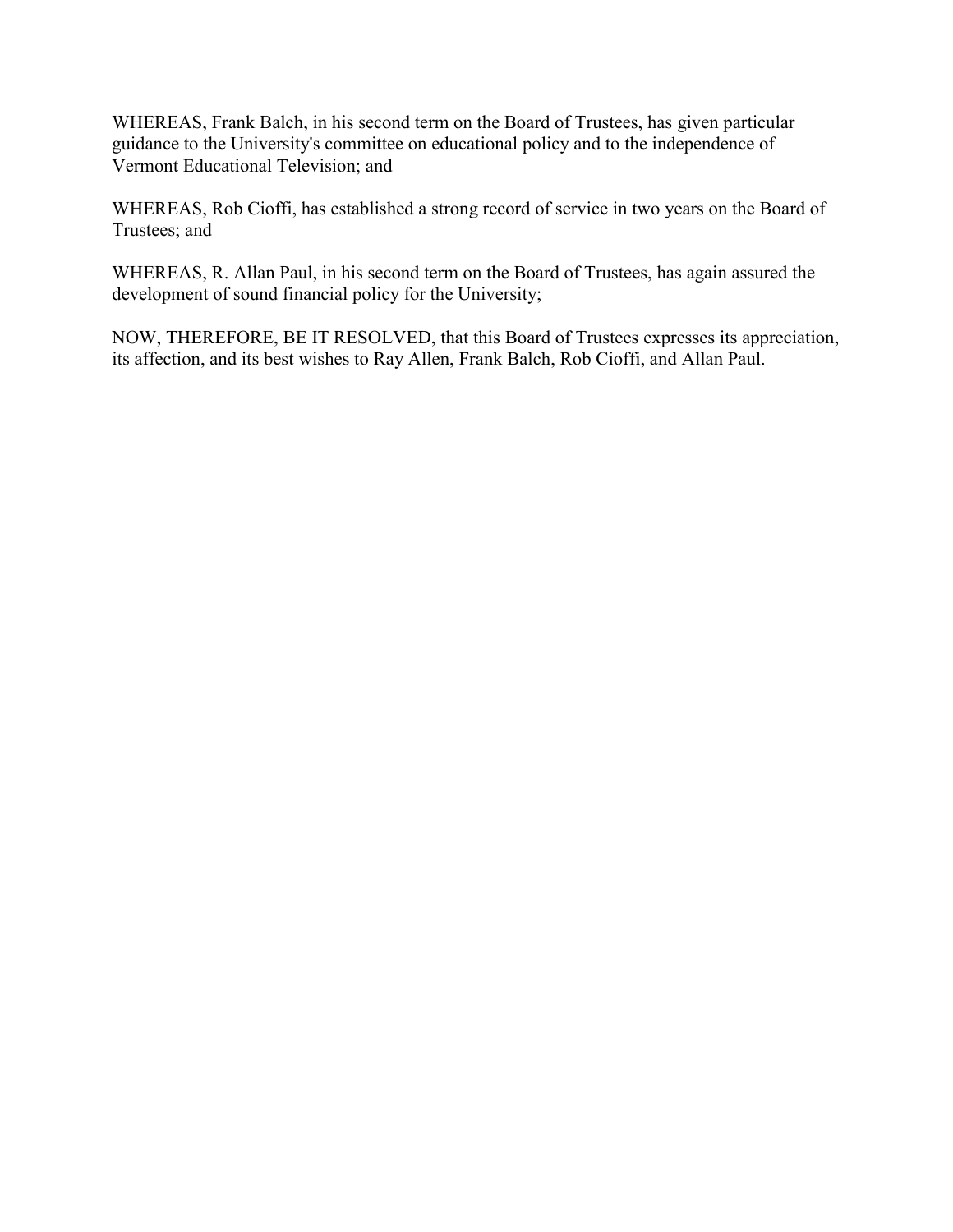WHEREAS, Frank Balch, in his second term on the Board of Trustees, has given particular guidance to the University's committee on educational policy and to the independence of Vermont Educational Television; and

WHEREAS, Rob Cioffi, has established a strong record of service in two years on the Board of Trustees; and

WHEREAS, R. Allan Paul, in his second term on the Board of Trustees, has again assured the development of sound financial policy for the University;

NOW, THEREFORE, BE IT RESOLVED, that this Board of Trustees expresses its appreciation, its affection, and its best wishes to Ray Allen, Frank Balch, Rob Cioffi, and Allan Paul.